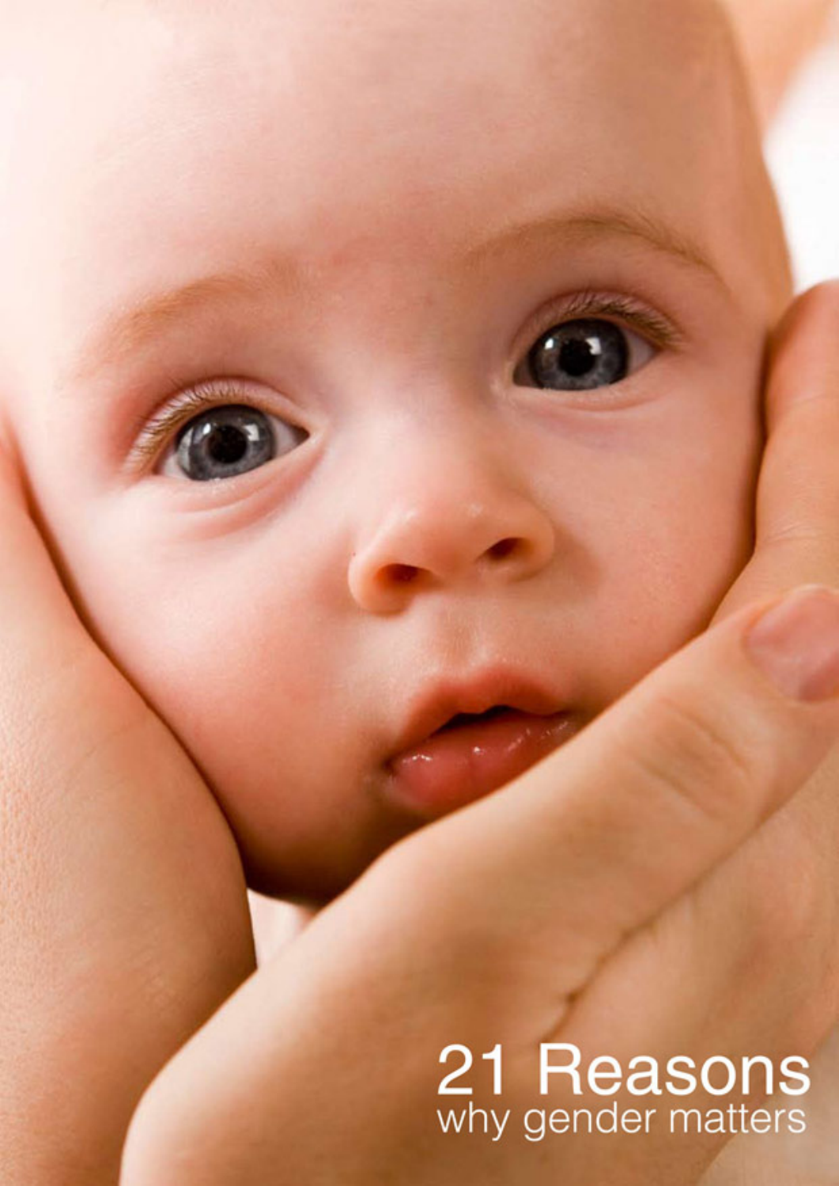# 21 Reasons
why gender matters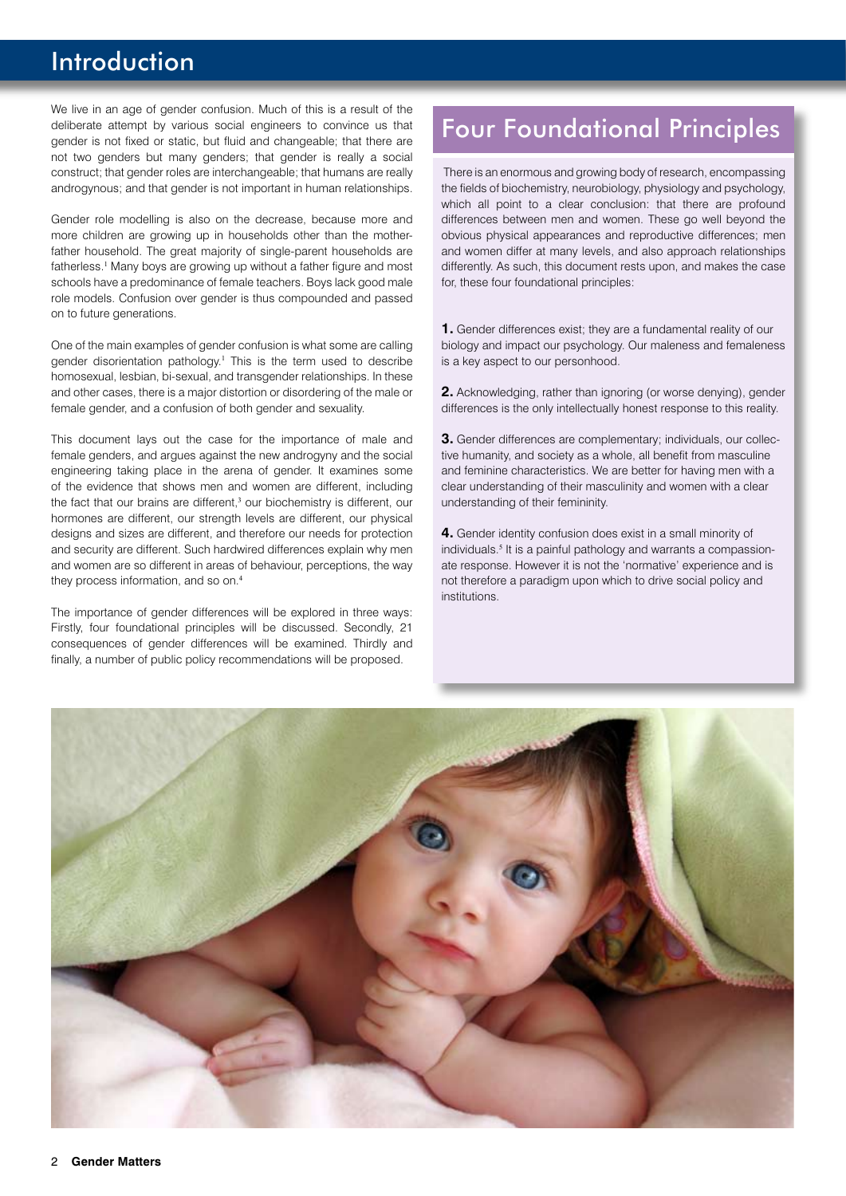# Introduction

We live in an age of gender confusion. Much of this is a result of the deliberate attempt by various social engineers to convince us that gender is not fixed or static, but fluid and changeable; that there are not two genders but many genders; that gender is really a social construct; that gender roles are interchangeable; that humans are really androgynous; and that gender is not important in human relationships.

Gender role modelling is also on the decrease, because more and more children are growing up in households other than the mother-father household. The great majority of single-parent households are fatherless.[1] Many boys are growing up without a father figure and most schools have a predominance of female teachers. Boys lack good male role models. Confusion over gender is thus compounded and passed on to future generations.

One of the main examples of gender confusion is what some are calling gender disorientation pathology.[1] This is the term used to describe homosexual, lesbian, bi-sexual, and transgender relationships. In these and other cases, there is a major distortion or disordering of the male or female gender, and a confusion of both gender and sexuality.

This document lays out the case for the importance of male and female genders, and argues against the new androgyny and the social engineering taking place in the arena of gender. It examines some of the evidence that shows men and women are different, including the fact that our brains are different,[3] our biochemistry is different, our hormones are different, our strength levels are different, our physical designs and sizes are different, and therefore our needs for protection and security are different. Such hardwired differences explain why men and women are so different in areas of behaviour, perceptions, the way they process information, and so on.[4]

The importance of gender differences will be explored in three ways: Firstly, four foundational principles will be discussed. Secondly, 21 consequences of gender differences will be examined. Thirdly and finally, a number of public policy recommendations will be proposed.

## Four Foundational Principles

There is an enormous and growing body of research, encompassing the fields of biochemistry, neurobiology, physiology and psychology, which all point to a clear conclusion: that there are profound differences between men and women. These go well beyond the obvious physical appearances and reproductive differences; men and women differ at many levels, and also approach relationships differently. As such, this document rests upon, and makes the case for, these four foundational principles:

**1.** Gender differences exist; they are a fundamental reality of our biology and impact our psychology. Our maleness and femaleness is a key aspect to our personhood.

**2.** Acknowledging, rather than ignoring (or worse denying), gender differences is the only intellectually honest response to this reality.

**3.** Gender differences are complementary; individuals, our collective humanity, and society as a whole, all benefit from masculine and feminine characteristics. We are better for having men with a clear understanding of their masculinity and women with a clear understanding of their femininity.

**4.** Gender identity confusion does exist in a small minority of individuals.[5] It is a painful pathology and warrants a compassionate response. However it is not the 'normative' experience and is not therefore a paradigm upon which to drive social policy and institutions.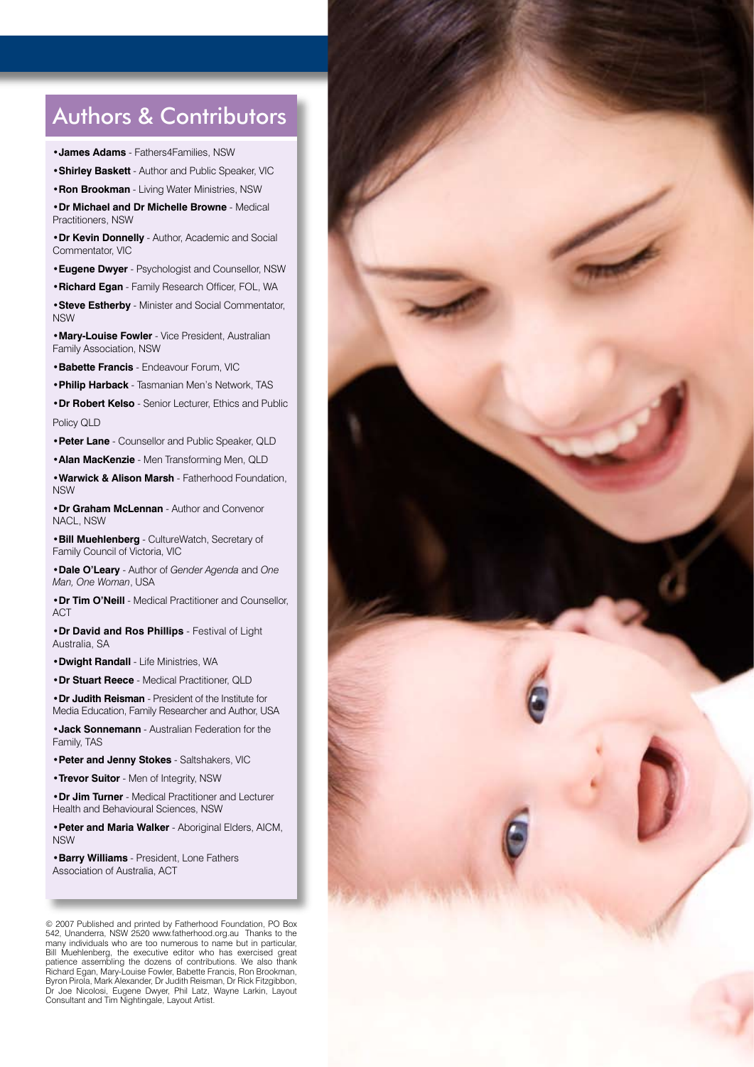# Authors & Contributors

- **James Adams** - Fathers4Families, NSW
- **Shirley Baskett** - Author and Public Speaker, VIC
- **Ron Brookman** - Living Water Ministries, NSW
- **Dr Michael and Dr Michelle Browne** - Medical Practitioners, NSW
- **Dr Kevin Donnelly** - Author, Academic and Social Commentator, VIC
- **Eugene Dwyer** - Psychologist and Counsellor, NSW
- **Richard Egan** - Family Research Officer, FOL, WA
- **Steve Estherby** - Minister and Social Commentator, NSW
- **Mary-Louise Fowler** - Vice President, Australian Family Association, NSW
- **Babette Francis** - Endeavour Forum, VIC
- **Philip Harback** - Tasmanian Men's Network, TAS
- **Dr Robert Kelso** - Senior Lecturer, Ethics and Public Policy QLD
- **Peter Lane** - Counsellor and Public Speaker, QLD
- **Alan MacKenzie** - Men Transforming Men, QLD
- **Warwick & Alison Marsh** - Fatherhood Foundation, NSW
- **Dr Graham McLennan** - Author and Convenor NACL, NSW
- **Bill Muehlenberg** - CultureWatch, Secretary of Family Council of Victoria, VIC
- **Dale O'Leary** - Author of *Gender Agenda* and *One Man, One Woman*, USA
- **Dr Tim O'Neill** - Medical Practitioner and Counsellor, ACT
- **Dr David and Ros Phillips** - Festival of Light Australia, SA
- **Dwight Randall** - Life Ministries, WA
- **Dr Stuart Reece** - Medical Practitioner, QLD
- **Dr Judith Reisman** - President of the Institute for Media Education, Family Researcher and Author, USA
- **Jack Sonnemann** - Australian Federation for the Family, TAS
- **Peter and Jenny Stokes** - Saltshakers, VIC
- **Trevor Suitor** - Men of Integrity, NSW
- **Dr Jim Turner** - Medical Practitioner and Lecturer Health and Behavioural Sciences, NSW
- **Peter and Maria Walker** - Aboriginal Elders, AICM, NSW
- **Barry Williams** - President, Lone Fathers Association of Australia, ACT

© 2007 Published and printed by Fatherhood Foundation, PO Box 542, Unanderra, NSW 2520 www.fatherhood.org.au Thanks to the many individuals who are too numerous to name but in particular, Bill Muehlenberg, the executive editor who has exercised great patience assembling the dozens of contributions. We also thank Richard Egan, Mary-Louise Fowler, Babette Francis, Ron Brookman, Byron Pirola, Mark Alexander, Dr Judith Reisman, Dr Rick Fitzgibbon, Dr Joe Nicolosi, Eugene Dwyer, Phil Latz, Wayne Larkin, Layout Consultant and Tim Nightingale, Layout Artist.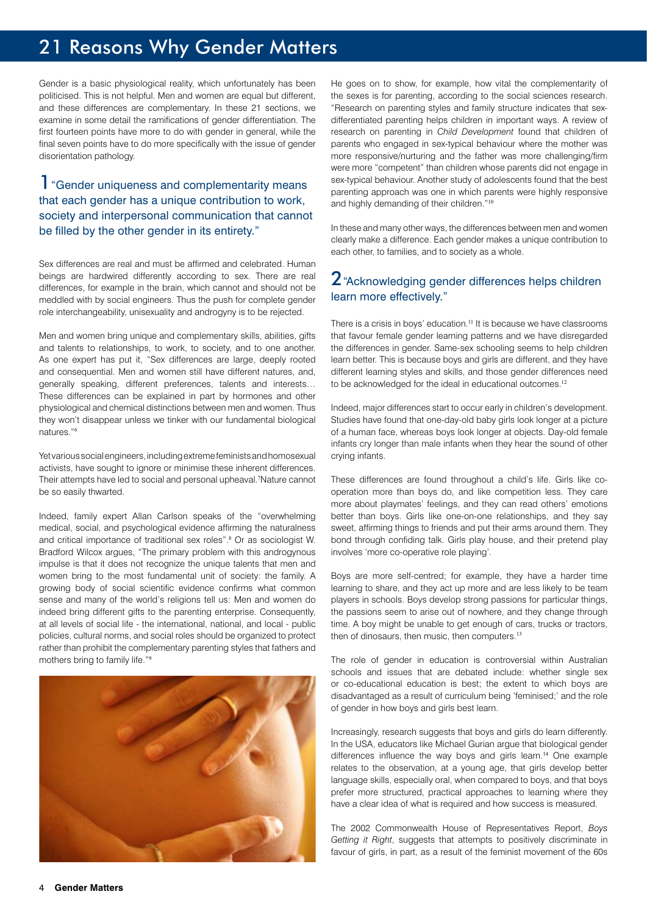# 21 Reasons Why Gender Matters

Gender is a basic physiological reality, which unfortunately has been politicised. This is not helpful. Men and women are equal but different, and these differences are complementary. In these 21 sections, we examine in some detail the ramifications of gender differentiation. The first fourteen points have more to do with gender in general, while the final seven points have to do more specifically with the issue of gender disorientation pathology.

## 1 "Gender uniqueness and complementarity means that each gender has a unique contribution to work, society and interpersonal communication that cannot be filled by the other gender in its entirety."

Sex differences are real and must be affirmed and celebrated. Human beings are hardwired differently according to sex. There are real differences, for example in the brain, which cannot and should not be meddled with by social engineers. Thus the push for complete gender role interchangeability, unisexuality and androgyny is to be rejected.

Men and women bring unique and complementary skills, abilities, gifts and talents to relationships, to work, to society, and to one another. As one expert has put it, "Sex differences are large, deeply rooted and consequential. Men and women still have different natures, and, generally speaking, different preferences, talents and interests… These differences can be explained in part by hormones and other physiological and chemical distinctions between men and women. Thus they won't disappear unless we tinker with our fundamental biological natures."[6]

Yet various social engineers, including extreme feminists and homosexual activists, have sought to ignore or minimise these inherent differences. Their attempts have led to social and personal upheaval.[7] Nature cannot be so easily thwarted.

Indeed, family expert Allan Carlson speaks of the "overwhelming medical, social, and psychological evidence affirming the naturalness and critical importance of traditional sex roles".[8] Or as sociologist W. Bradford Wilcox argues, "The primary problem with this androgynous impulse is that it does not recognize the unique talents that men and women bring to the most fundamental unit of society: the family. A growing body of social scientific evidence confirms what common sense and many of the world's religions tell us: Men and women do indeed bring different gifts to the parenting enterprise. Consequently, at all levels of social life - the international, national, and local - public policies, cultural norms, and social roles should be organized to protect rather than prohibit the complementary parenting styles that fathers and mothers bring to family life."[9]

He goes on to show, for example, how vital the complementarity of the sexes is for parenting, according to the social sciences research. "Research on parenting styles and family structure indicates that sex-differentiated parenting helps children in important ways. A review of research on parenting in *Child Development* found that children of parents who engaged in sex-typical behaviour where the mother was more responsive/nurturing and the father was more challenging/firm were more "competent" than children whose parents did not engage in sex-typical behaviour. Another study of adolescents found that the best parenting approach was one in which parents were highly responsive and highly demanding of their children."[10]

In these and many other ways, the differences between men and women clearly make a difference. Each gender makes a unique contribution to each other, to families, and to society as a whole.

## 2 "Acknowledging gender differences helps children learn more effectively."

There is a crisis in boys' education.[11] It is because we have classrooms that favour female gender learning patterns and we have disregarded the differences in gender. Same-sex schooling seems to help children learn better. This is because boys and girls are different, and they have different learning styles and skills, and those gender differences need to be acknowledged for the ideal in educational outcomes.[12]

Indeed, major differences start to occur early in children's development. Studies have found that one-day-old baby girls look longer at a picture of a human face, whereas boys look longer at objects. Day-old female infants cry longer than male infants when they hear the sound of other crying infants.

These differences are found throughout a child's life. Girls like co-operation more than boys do, and like competition less. They care more about playmates' feelings, and they can read others' emotions better than boys. Girls like one-on-one relationships, and they say sweet, affirming things to friends and put their arms around them. They bond through confiding talk. Girls play house, and their pretend play involves 'more co-operative role playing'.

Boys are more self-centred; for example, they have a harder time learning to share, and they act up more and are less likely to be team players in schools. Boys develop strong passions for particular things, the passions seem to arise out of nowhere, and they change through time. A boy might be unable to get enough of cars, trucks or tractors, then of dinosaurs, then music, then computers.[13]

The role of gender in education is controversial within Australian schools and issues that are debated include: whether single sex or co-educational education is best; the extent to which boys are disadvantaged as a result of curriculum being 'feminised;' and the role of gender in how boys and girls best learn.

Increasingly, research suggests that boys and girls do learn differently. In the USA, educators like Michael Gurian argue that biological gender differences influence the way boys and girls learn.[14] One example relates to the observation, at a young age, that girls develop better language skills, especially oral, when compared to boys, and that boys prefer more structured, practical approaches to learning where they have a clear idea of what is required and how success is measured.

The 2002 Commonwealth House of Representatives Report, *Boys Getting it Right*, suggests that attempts to positively discriminate in favour of girls, in part, as a result of the feminist movement of the 60s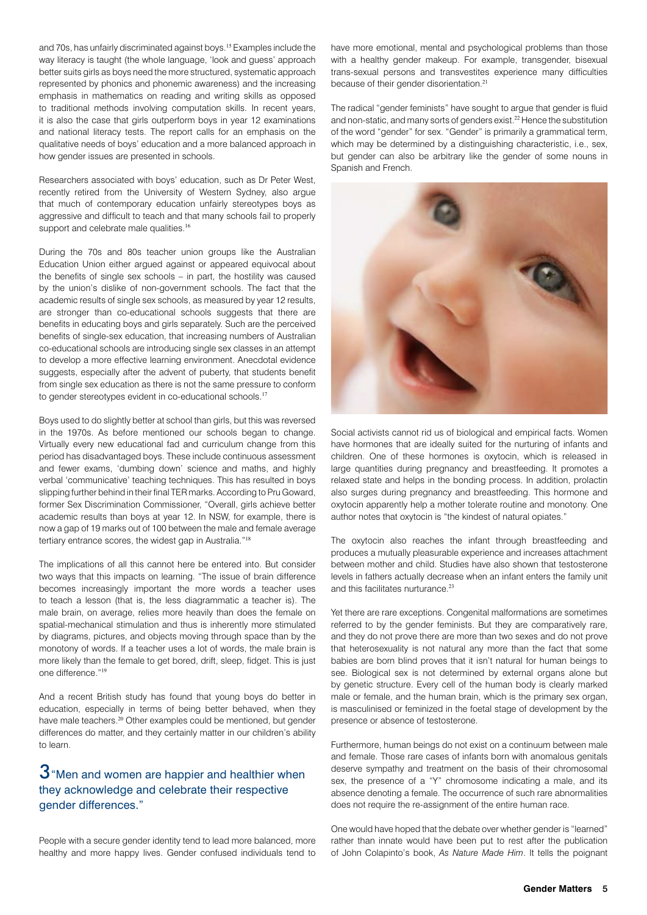and 70s, has unfairly discriminated against boys.[15] Examples include the way literacy is taught (the whole language, 'look and guess' approach better suits girls as boys need the more structured, systematic approach represented by phonics and phonemic awareness) and the increasing emphasis in mathematics on reading and writing skills as opposed to traditional methods involving computation skills. In recent years, it is also the case that girls outperform boys in year 12 examinations and national literacy tests. The report calls for an emphasis on the qualitative needs of boys' education and a more balanced approach in how gender issues are presented in schools.

Researchers associated with boys' education, such as Dr Peter West, recently retired from the University of Western Sydney, also argue that much of contemporary education unfairly stereotypes boys as aggressive and difficult to teach and that many schools fail to properly support and celebrate male qualities.[16]

During the 70s and 80s teacher union groups like the Australian Education Union either argued against or appeared equivocal about the benefits of single sex schools – in part, the hostility was caused by the union's dislike of non-government schools. The fact that the academic results of single sex schools, as measured by year 12 results, are stronger than co-educational schools suggests that there are benefits in educating boys and girls separately. Such are the perceived benefits of single-sex education, that increasing numbers of Australian co-educational schools are introducing single sex classes in an attempt to develop a more effective learning environment. Anecdotal evidence suggests, especially after the advent of puberty, that students benefit from single sex education as there is not the same pressure to conform to gender stereotypes evident in co-educational schools.[17]

Boys used to do slightly better at school than girls, but this was reversed in the 1970s. As before mentioned our schools began to change. Virtually every new educational fad and curriculum change from this period has disadvantaged boys. These include continuous assessment and fewer exams, 'dumbing down' science and maths, and highly verbal 'communicative' teaching techniques. This has resulted in boys slipping further behind in their final TER marks. According to Pru Goward, former Sex Discrimination Commissioner, "Overall, girls achieve better academic results than boys at year 12. In NSW, for example, there is now a gap of 19 marks out of 100 between the male and female average tertiary entrance scores, the widest gap in Australia."[18]

The implications of all this cannot here be entered into. But consider two ways that this impacts on learning. "The issue of brain difference becomes increasingly important the more words a teacher uses to teach a lesson (that is, the less diagrammatic a teacher is). The male brain, on average, relies more heavily than does the female on spatial-mechanical stimulation and thus is inherently more stimulated by diagrams, pictures, and objects moving through space than by the monotony of words. If a teacher uses a lot of words, the male brain is more likely than the female to get bored, drift, sleep, fidget. This is just one difference."[19]

And a recent British study has found that young boys do better in education, especially in terms of being better behaved, when they have male teachers.[20] Other examples could be mentioned, but gender differences do matter, and they certainly matter in our children's ability to learn.

## 3 "Men and women are happier and healthier when they acknowledge and celebrate their respective gender differences."

People with a secure gender identity tend to lead more balanced, more healthy and more happy lives. Gender confused individuals tend to have more emotional, mental and psychological problems than those with a healthy gender makeup. For example, transgender, bisexual trans-sexual persons and transvestites experience many difficulties because of their gender disorientation.[21]

The radical "gender feminists" have sought to argue that gender is fluid and non-static, and many sorts of genders exist.[22] Hence the substitution of the word "gender" for sex. "Gender" is primarily a grammatical term, which may be determined by a distinguishing characteristic, i.e., sex, but gender can also be arbitrary like the gender of some nouns in Spanish and French.

Social activists cannot rid us of biological and empirical facts. Women have hormones that are ideally suited for the nurturing of infants and children. One of these hormones is oxytocin, which is released in large quantities during pregnancy and breastfeeding. It promotes a relaxed state and helps in the bonding process. In addition, prolactin also surges during pregnancy and breastfeeding. This hormone and oxytocin apparently help a mother tolerate routine and monotony. One author notes that oxytocin is "the kindest of natural opiates."

The oxytocin also reaches the infant through breastfeeding and produces a mutually pleasurable experience and increases attachment between mother and child. Studies have also shown that testosterone levels in fathers actually decrease when an infant enters the family unit and this facilitates nurturance.[23]

Yet there are rare exceptions. Congenital malformations are sometimes referred to by the gender feminists. But they are comparatively rare, and they do not prove there are more than two sexes and do not prove that heterosexuality is not natural any more than the fact that some babies are born blind proves that it isn't natural for human beings to see. Biological sex is not determined by external organs alone but by genetic structure. Every cell of the human body is clearly marked male or female, and the human brain, which is the primary sex organ, is masculinised or feminized in the foetal stage of development by the presence or absence of testosterone.

Furthermore, human beings do not exist on a continuum between male and female. Those rare cases of infants born with anomalous genitals deserve sympathy and treatment on the basis of their chromosomal sex, the presence of a "Y" chromosome indicating a male, and its absence denoting a female. The occurrence of such rare abnormalities does not require the re-assignment of the entire human race.

One would have hoped that the debate over whether gender is "learned" rather than innate would have been put to rest after the publication of John Colapinto's book, *As Nature Made Him*. It tells the poignant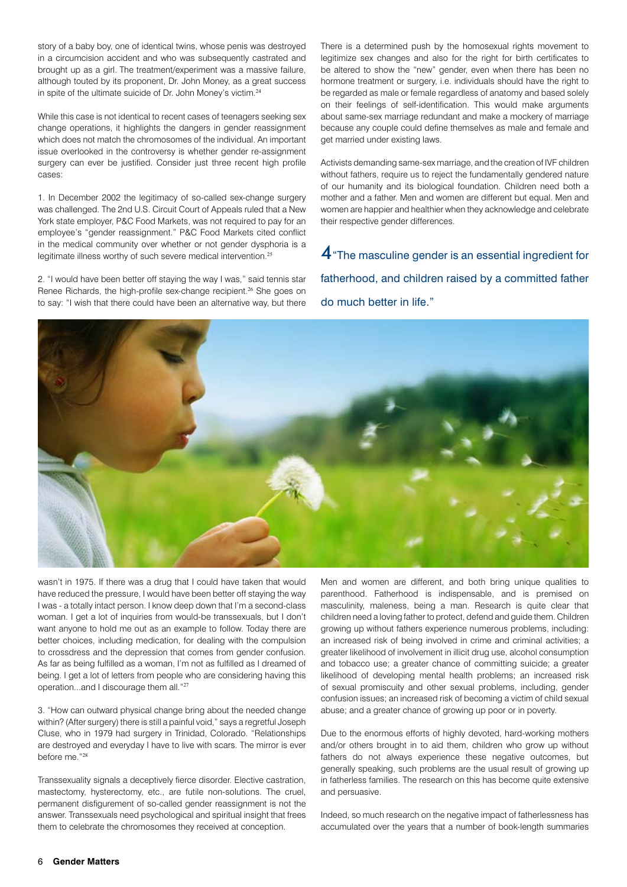story of a baby boy, one of identical twins, whose penis was destroyed in a circumcision accident and who was subsequently castrated and brought up as a girl. The treatment/experiment was a massive failure, although touted by its proponent, Dr. John Money, as a great success in spite of the ultimate suicide of Dr. John Money's victim.[24]

While this case is not identical to recent cases of teenagers seeking sex change operations, it highlights the dangers in gender reassignment which does not match the chromosomes of the individual. An important issue overlooked in the controversy is whether gender re-assignment surgery can ever be justified. Consider just three recent high profile cases:

1. In December 2002 the legitimacy of so-called sex-change surgery was challenged. The 2nd U.S. Circuit Court of Appeals ruled that a New York state employer, P&C Food Markets, was not required to pay for an employee's "gender reassignment." P&C Food Markets cited conflict in the medical community over whether or not gender dysphoria is a legitimate illness worthy of such severe medical intervention.[25]

2. "I would have been better off staying the way I was," said tennis star Renee Richards, the high-profile sex-change recipient.[26] She goes on to say: "I wish that there could have been an alternative way, but there wasn't in 1975. If there was a drug that I could have taken that would have reduced the pressure, I would have been better off staying the way I was - a totally intact person. I know deep down that I'm a second-class woman. I get a lot of inquiries from would-be transsexuals, but I don't want anyone to hold me out as an example to follow. Today there are better choices, including medication, for dealing with the compulsion to crossdress and the depression that comes from gender confusion. As far as being fulfilled as a woman, I'm not as fulfilled as I dreamed of being. I get a lot of letters from people who are considering having this operation...and I discourage them all."[27]

3. "How can outward physical change bring about the needed change within? (After surgery) there is still a painful void," says a regretful Joseph Cluse, who in 1979 had surgery in Trinidad, Colorado. "Relationships are destroyed and everyday I have to live with scars. The mirror is ever before me."[28]

Transsexuality signals a deceptively fierce disorder. Elective castration, mastectomy, hysterectomy, etc., are futile non-solutions. The cruel, permanent disfigurement of so-called gender reassignment is not the answer. Transsexuals need psychological and spiritual insight that frees them to celebrate the chromosomes they received at conception.

There is a determined push by the homosexual rights movement to legitimize sex changes and also for the right for birth certificates to be altered to show the "new" gender, even when there has been no hormone treatment or surgery, i.e. individuals should have the right to be regarded as male or female regardless of anatomy and based solely on their feelings of self-identification. This would make arguments about same-sex marriage redundant and make a mockery of marriage because any couple could define themselves as male and female and get married under existing laws.

Activists demanding same-sex marriage, and the creation of IVF children without fathers, require us to reject the fundamentally gendered nature of our humanity and its biological foundation. Children need both a mother and a father. Men and women are different but equal. Men and women are happier and healthier when they acknowledge and celebrate their respective gender differences.

## 4 "The masculine gender is an essential ingredient for fatherhood, and children raised by a committed father do much better in life."

Men and women are different, and both bring unique qualities to parenthood. Fatherhood is indispensable, and is premised on masculinity, maleness, being a man. Research is quite clear that children need a loving father to protect, defend and guide them. Children growing up without fathers experience numerous problems, including: an increased risk of being involved in crime and criminal activities; a greater likelihood of involvement in illicit drug use, alcohol consumption and tobacco use; a greater chance of committing suicide; a greater likelihood of developing mental health problems; an increased risk of sexual promiscuity and other sexual problems, including, gender confusion issues; an increased risk of becoming a victim of child sexual abuse; and a greater chance of growing up poor or in poverty.

Due to the enormous efforts of highly devoted, hard-working mothers and/or others brought in to aid them, children who grow up without fathers do not always experience these negative outcomes, but generally speaking, such problems are the usual result of growing up in fatherless families. The research on this has become quite extensive and persuasive.

Indeed, so much research on the negative impact of fatherlessness has accumulated over the years that a number of book-length summaries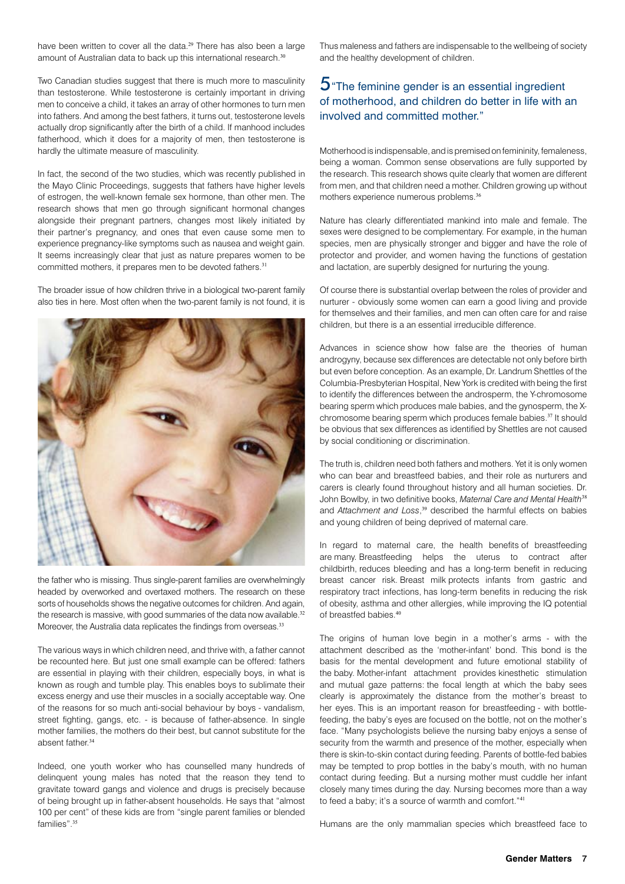have been written to cover all the data.[29] There has also been a large amount of Australian data to back up this international research.[30]

Two Canadian studies suggest that there is much more to masculinity than testosterone. While testosterone is certainly important in driving men to conceive a child, it takes an array of other hormones to turn men into fathers. And among the best fathers, it turns out, testosterone levels actually drop significantly after the birth of a child. If manhood includes fatherhood, which it does for a majority of men, then testosterone is hardly the ultimate measure of masculinity.

In fact, the second of the two studies, which was recently published in the Mayo Clinic Proceedings, suggests that fathers have higher levels of estrogen, the well-known female sex hormone, than other men. The research shows that men go through significant hormonal changes alongside their pregnant partners, changes most likely initiated by their partner's pregnancy, and ones that even cause some men to experience pregnancy-like symptoms such as nausea and weight gain. It seems increasingly clear that just as nature prepares women to be committed mothers, it prepares men to be devoted fathers.[31]

The broader issue of how children thrive in a biological two-parent family also ties in here. Most often when the two-parent family is not found, it is the father who is missing. Thus single-parent families are overwhelmingly headed by overworked and overtaxed mothers. The research on these sorts of households shows the negative outcomes for children. And again, the research is massive, with good summaries of the data now available.[32] Moreover, the Australia data replicates the findings from overseas.[33]

The various ways in which children need, and thrive with, a father cannot be recounted here. But just one small example can be offered: fathers are essential in playing with their children, especially boys, in what is known as rough and tumble play. This enables boys to sublimate their excess energy and use their muscles in a socially acceptable way. One of the reasons for so much anti-social behaviour by boys - vandalism, street fighting, gangs, etc. - is because of father-absence. In single mother families, the mothers do their best, but cannot substitute for the absent father.[34]

Indeed, one youth worker who has counselled many hundreds of delinquent young males has noted that the reason they tend to gravitate toward gangs and violence and drugs is precisely because of being brought up in father-absent households. He says that "almost 100 per cent" of these kids are from "single parent families or blended families".[35]

Thus maleness and fathers are indispensable to the wellbeing of society and the healthy development of children.

## 5 "The feminine gender is an essential ingredient of motherhood, and children do better in life with an involved and committed mother."

Motherhood is indispensable, and is premised on femininity, femaleness, being a woman. Common sense observations are fully supported by the research. This research shows quite clearly that women are different from men, and that children need a mother. Children growing up without mothers experience numerous problems.[36]

Nature has clearly differentiated mankind into male and female. The sexes were designed to be complementary. For example, in the human species, men are physically stronger and bigger and have the role of protector and provider, and women having the functions of gestation and lactation, are superbly designed for nurturing the young.

Of course there is substantial overlap between the roles of provider and nurturer - obviously some women can earn a good living and provide for themselves and their families, and men can often care for and raise children, but there is a an essential irreducible difference.

Advances in science show how false are the theories of human androgyny, because sex differences are detectable not only before birth but even before conception. As an example, Dr. Landrum Shettles of the Columbia-Presbyterian Hospital, New York is credited with being the first to identify the differences between the androsperm, the Y-chromosome bearing sperm which produces male babies, and the gynosperm, the X-chromosome bearing sperm which produces female babies.[37] It should be obvious that sex differences as identified by Shettles are not caused by social conditioning or discrimination.

The truth is, children need both fathers and mothers. Yet it is only women who can bear and breastfeed babies, and their role as nurturers and carers is clearly found throughout history and all human societies. Dr. John Bowlby, in two definitive books, *Maternal Care and Mental Health*[38] and *Attachment and Loss*,[39] described the harmful effects on babies and young children of being deprived of maternal care.

In regard to maternal care, the health benefits of breastfeeding are many. Breastfeeding helps the uterus to contract after childbirth, reduces bleeding and has a long-term benefit in reducing breast cancer risk. Breast milk protects infants from gastric and respiratory tract infections, has long-term benefits in reducing the risk of obesity, asthma and other allergies, while improving the IQ potential of breastfed babies.[40]

The origins of human love begin in a mother's arms - with the attachment described as the 'mother-infant' bond. This bond is the basis for the mental development and future emotional stability of the baby. Mother-infant attachment provides kinesthetic stimulation and mutual gaze patterns: the focal length at which the baby sees clearly is approximately the distance from the mother's breast to her eyes. This is an important reason for breastfeeding - with bottle-feeding, the baby's eyes are focused on the bottle, not on the mother's face. "Many psychologists believe the nursing baby enjoys a sense of security from the warmth and presence of the mother, especially when there is skin-to-skin contact during feeding. Parents of bottle-fed babies may be tempted to prop bottles in the baby's mouth, with no human contact during feeding. But a nursing mother must cuddle her infant closely many times during the day. Nursing becomes more than a way to feed a baby; it's a source of warmth and comfort."[41]

Humans are the only mammalian species which breastfeed face to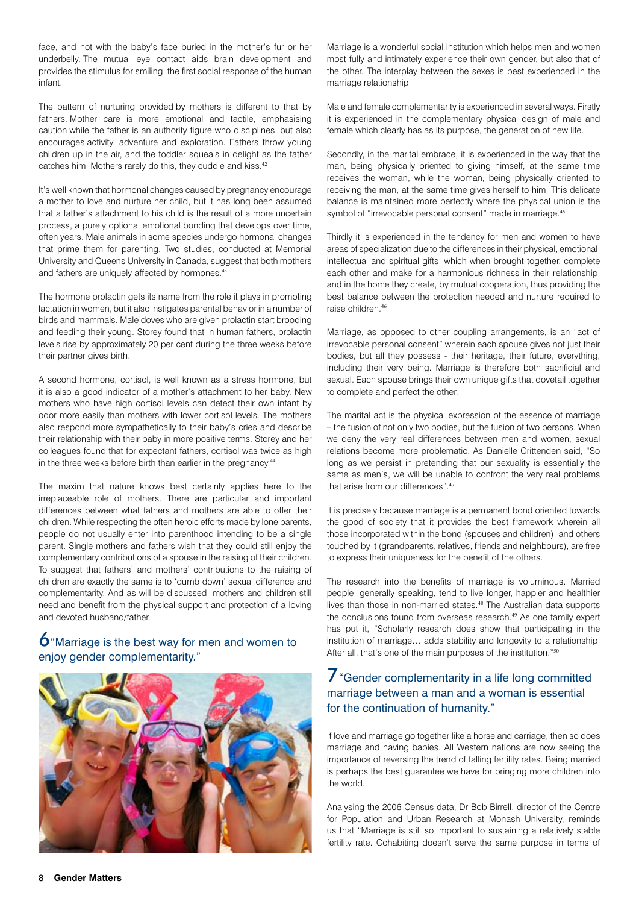face, and not with the baby's face buried in the mother's fur or her underbelly. The mutual eye contact aids brain development and provides the stimulus for smiling, the first social response of the human infant.

The pattern of nurturing provided by mothers is different to that by fathers. Mother care is more emotional and tactile, emphasising caution while the father is an authority figure who disciplines, but also encourages activity, adventure and exploration. Fathers throw young children up in the air, and the toddler squeals in delight as the father catches him. Mothers rarely do this, they cuddle and kiss.[42]

It's well known that hormonal changes caused by pregnancy encourage a mother to love and nurture her child, but it has long been assumed that a father's attachment to his child is the result of a more uncertain process, a purely optional emotional bonding that develops over time, often years. Male animals in some species undergo hormonal changes that prime them for parenting. Two studies, conducted at Memorial University and Queens University in Canada, suggest that both mothers and fathers are uniquely affected by hormones.[43]

The hormone prolactin gets its name from the role it plays in promoting lactation in women, but it also instigates parental behavior in a number of birds and mammals. Male doves who are given prolactin start brooding and feeding their young. Storey found that in human fathers, prolactin levels rise by approximately 20 per cent during the three weeks before their partner gives birth.

A second hormone, cortisol, is well known as a stress hormone, but it is also a good indicator of a mother's attachment to her baby. New mothers who have high cortisol levels can detect their own infant by odor more easily than mothers with lower cortisol levels. The mothers also respond more sympathetically to their baby's cries and describe their relationship with their baby in more positive terms. Storey and her colleagues found that for expectant fathers, cortisol was twice as high in the three weeks before birth than earlier in the pregnancy.[44]

The maxim that nature knows best certainly applies here to the irreplaceable role of mothers. There are particular and important differences between what fathers and mothers are able to offer their children. While respecting the often heroic efforts made by lone parents, people do not usually enter into parenthood intending to be a single parent. Single mothers and fathers wish that they could still enjoy the complementary contributions of a spouse in the raising of their children. To suggest that fathers' and mothers' contributions to the raising of children are exactly the same is to 'dumb down' sexual difference and complementarity. And as will be discussed, mothers and children still need and benefit from the physical support and protection of a loving and devoted husband/father.

## 6 "Marriage is the best way for men and women to enjoy gender complementarity."

Marriage is a wonderful social institution which helps men and women most fully and intimately experience their own gender, but also that of the other. The interplay between the sexes is best experienced in the marriage relationship.

Male and female complementarity is experienced in several ways. Firstly it is experienced in the complementary physical design of male and female which clearly has as its purpose, the generation of new life.

Secondly, in the marital embrace, it is experienced in the way that the man, being physically oriented to giving himself, at the same time receives the woman, while the woman, being physically oriented to receiving the man, at the same time gives herself to him. This delicate balance is maintained more perfectly where the physical union is the symbol of "irrevocable personal consent" made in marriage.[45]

Thirdly it is experienced in the tendency for men and women to have areas of specialization due to the differences in their physical, emotional, intellectual and spiritual gifts, which when brought together, complete each other and make for a harmonious richness in their relationship, and in the home they create, by mutual cooperation, thus providing the best balance between the protection needed and nurture required to raise children.[46]

Marriage, as opposed to other coupling arrangements, is an "act of irrevocable personal consent" wherein each spouse gives not just their bodies, but all they possess - their heritage, their future, everything, including their very being. Marriage is therefore both sacrificial and sexual. Each spouse brings their own unique gifts that dovetail together to complete and perfect the other.

The marital act is the physical expression of the essence of marriage – the fusion of not only two bodies, but the fusion of two persons. When we deny the very real differences between men and women, sexual relations become more problematic. As Danielle Crittenden said, "So long as we persist in pretending that our sexuality is essentially the same as men's, we will be unable to confront the very real problems that arise from our differences".[47]

It is precisely because marriage is a permanent bond oriented towards the good of society that it provides the best framework wherein all those incorporated within the bond (spouses and children), and others touched by it (grandparents, relatives, friends and neighbours), are free to express their uniqueness for the benefit of the others.

The research into the benefits of marriage is voluminous. Married people, generally speaking, tend to live longer, happier and healthier lives than those in non-married states.[48] The Australian data supports the conclusions found from overseas research.[49] As one family expert has put it, "Scholarly research does show that participating in the institution of marriage… adds stability and longevity to a relationship. After all, that's one of the main purposes of the institution."[50]

## 7 "Gender complementarity in a life long committed marriage between a man and a woman is essential for the continuation of humanity."

If love and marriage go together like a horse and carriage, then so does marriage and having babies. All Western nations are now seeing the importance of reversing the trend of falling fertility rates. Being married is perhaps the best guarantee we have for bringing more children into the world.

Analysing the 2006 Census data, Dr Bob Birrell, director of the Centre for Population and Urban Research at Monash University, reminds us that "Marriage is still so important to sustaining a relatively stable fertility rate. Cohabiting doesn't serve the same purpose in terms of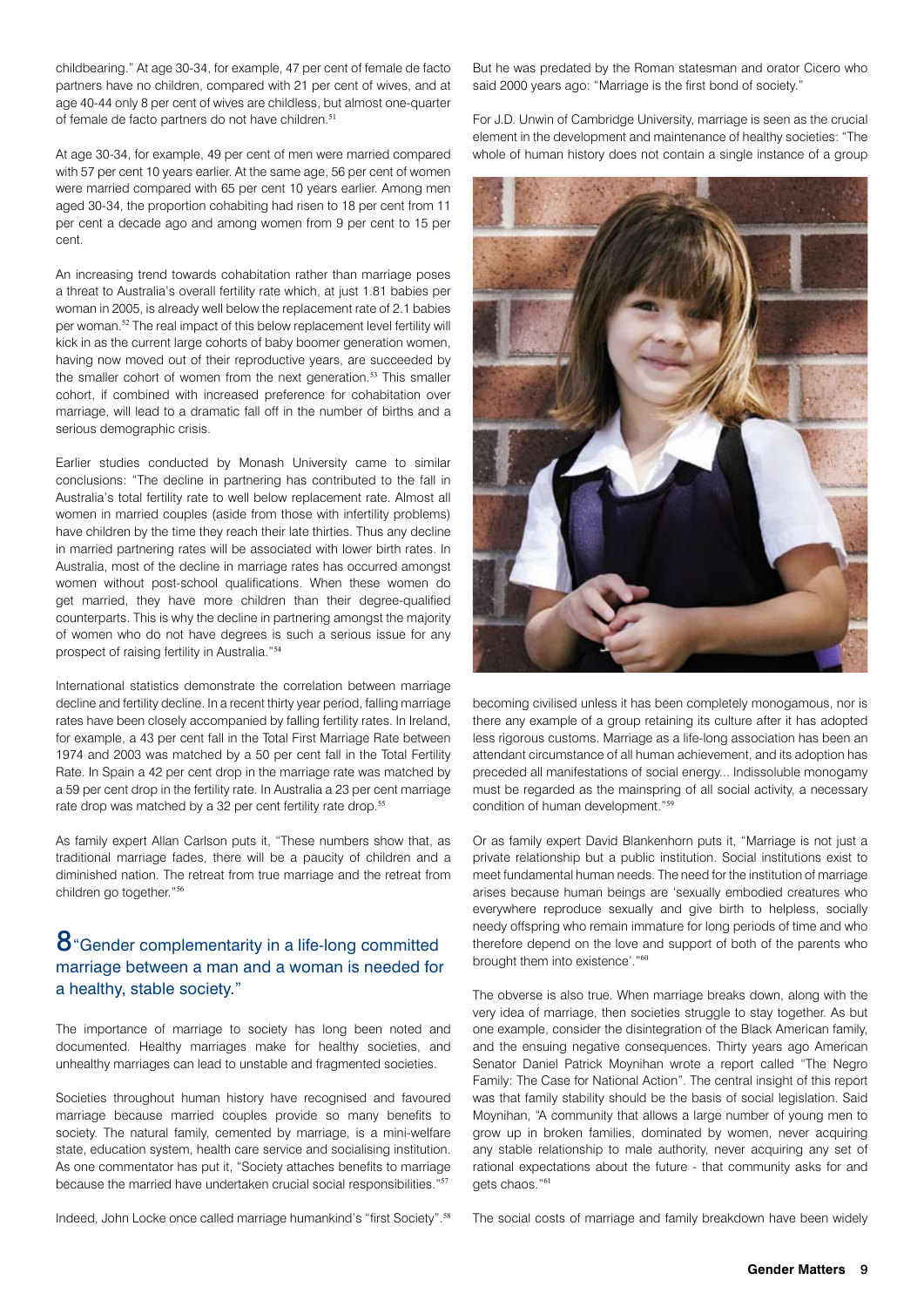childbearing." At age 30-34, for example, 47 per cent of female de facto partners have no children, compared with 21 per cent of wives, and at age 40-44 only 8 per cent of wives are childless, but almost one-quarter of female de facto partners do not have children.[51]

At age 30-34, for example, 49 per cent of men were married compared with 57 per cent 10 years earlier. At the same age, 56 per cent of women were married compared with 65 per cent 10 years earlier. Among men aged 30-34, the proportion cohabiting had risen to 18 per cent from 11 per cent a decade ago and among women from 9 per cent to 15 per cent.

An increasing trend towards cohabitation rather than marriage poses a threat to Australia's overall fertility rate which, at just 1.81 babies per woman in 2005, is already well below the replacement rate of 2.1 babies per woman.[52] The real impact of this below replacement level fertility will kick in as the current large cohorts of baby boomer generation women, having now moved out of their reproductive years, are succeeded by the smaller cohort of women from the next generation.[53] This smaller cohort, if combined with increased preference for cohabitation over marriage, will lead to a dramatic fall off in the number of births and a serious demographic crisis.

Earlier studies conducted by Monash University came to similar conclusions: "The decline in partnering has contributed to the fall in Australia's total fertility rate to well below replacement rate. Almost all women in married couples (aside from those with infertility problems) have children by the time they reach their late thirties. Thus any decline in married partnering rates will be associated with lower birth rates. In Australia, most of the decline in marriage rates has occurred amongst women without post-school qualifications. When these women do get married, they have more children than their degree-qualified counterparts. This is why the decline in partnering amongst the majority of women who do not have degrees is such a serious issue for any prospect of raising fertility in Australia."[54]

International statistics demonstrate the correlation between marriage decline and fertility decline. In a recent thirty year period, falling marriage rates have been closely accompanied by falling fertility rates. In Ireland, for example, a 43 per cent fall in the Total First Marriage Rate between 1974 and 2003 was matched by a 50 per cent fall in the Total Fertility Rate. In Spain a 42 per cent drop in the marriage rate was matched by a 59 per cent drop in the fertility rate. In Australia a 23 per cent marriage rate drop was matched by a 32 per cent fertility rate drop.[55]

As family expert Allan Carlson puts it, "These numbers show that, as traditional marriage fades, there will be a paucity of children and a diminished nation. The retreat from true marriage and the retreat from children go together."[56]

## 8 "Gender complementarity in a life-long committed marriage between a man and a woman is needed for a healthy, stable society."

The importance of marriage to society has long been noted and documented. Healthy marriages make for healthy societies, and unhealthy marriages can lead to unstable and fragmented societies.

Societies throughout human history have recognised and favoured marriage because married couples provide so many benefits to society. The natural family, cemented by marriage, is a mini-welfare state, education system, health care service and socialising institution. As one commentator has put it, "Society attaches benefits to marriage because the married have undertaken crucial social responsibilities."[57]

Indeed, John Locke once called marriage humankind's "first Society".[58] But he was predated by the Roman statesman and orator Cicero who said 2000 years ago: "Marriage is the first bond of society."

For J.D. Unwin of Cambridge University, marriage is seen as the crucial element in the development and maintenance of healthy societies: "The whole of human history does not contain a single instance of a group becoming civilised unless it has been completely monogamous, nor is there any example of a group retaining its culture after it has adopted less rigorous customs. Marriage as a life-long association has been an attendant circumstance of all human achievement, and its adoption has preceded all manifestations of social energy... Indissoluble monogamy must be regarded as the mainspring of all social activity, a necessary condition of human development."[59]

Or as family expert David Blankenhorn puts it, "Marriage is not just a private relationship but a public institution. Social institutions exist to meet fundamental human needs. The need for the institution of marriage arises because human beings are 'sexually embodied creatures who everywhere reproduce sexually and give birth to helpless, socially needy offspring who remain immature for long periods of time and who therefore depend on the love and support of both of the parents who brought them into existence'."[60]

The obverse is also true. When marriage breaks down, along with the very idea of marriage, then societies struggle to stay together. As but one example, consider the disintegration of the Black American family, and the ensuing negative consequences. Thirty years ago American Senator Daniel Patrick Moynihan wrote a report called "The Negro Family: The Case for National Action". The central insight of this report was that family stability should be the basis of social legislation. Said Moynihan, "A community that allows a large number of young men to grow up in broken families, dominated by women, never acquiring any stable relationship to male authority, never acquiring any set of rational expectations about the future - that community asks for and gets chaos."[61]

The social costs of marriage and family breakdown have been widely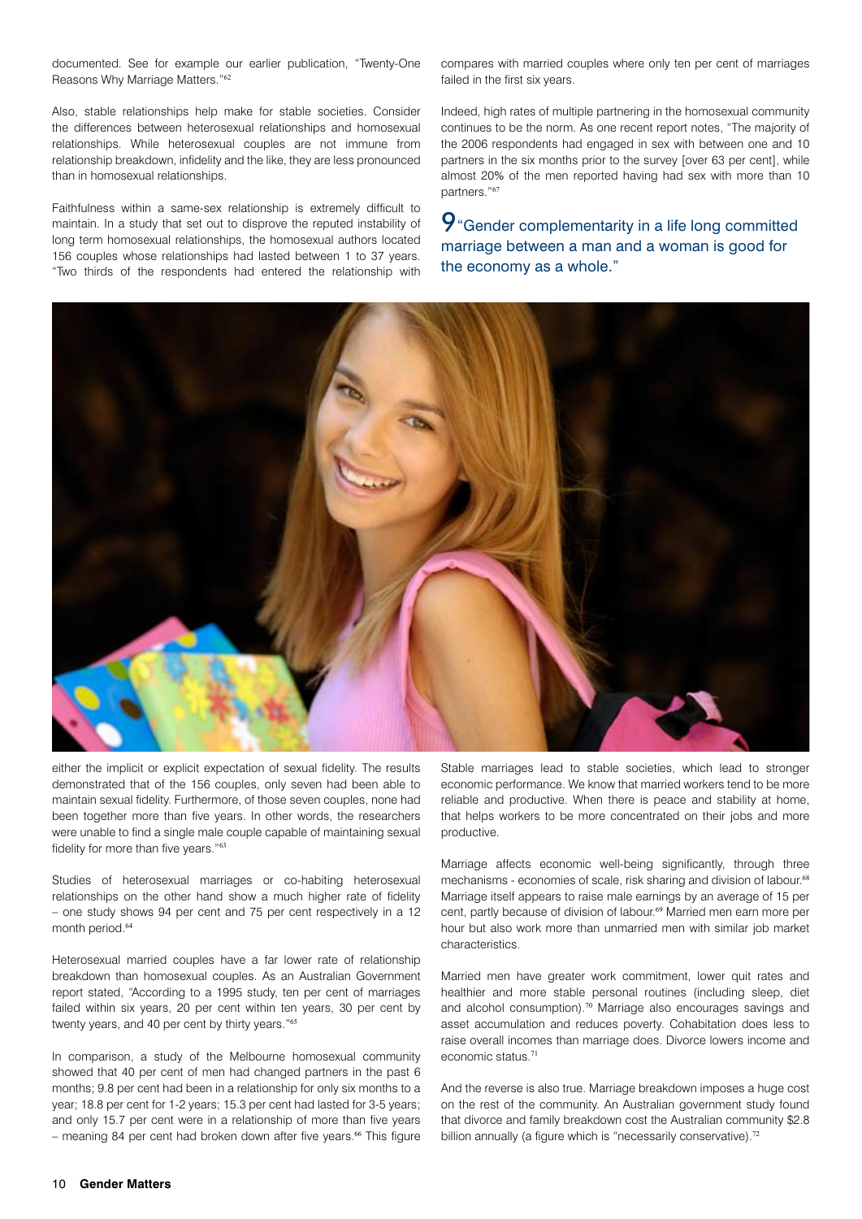documented. See for example our earlier publication, "Twenty-One Reasons Why Marriage Matters."[62]

Also, stable relationships help make for stable societies. Consider the differences between heterosexual relationships and homosexual relationships. While heterosexual couples are not immune from relationship breakdown, infidelity and the like, they are less pronounced than in homosexual relationships.

Faithfulness within a same-sex relationship is extremely difficult to maintain. In a study that set out to disprove the reputed instability of long term homosexual relationships, the homosexual authors located 156 couples whose relationships had lasted between 1 to 37 years. "Two thirds of the respondents had entered the relationship with either the implicit or explicit expectation of sexual fidelity. The results demonstrated that of the 156 couples, only seven had been able to maintain sexual fidelity. Furthermore, of those seven couples, none had been together more than five years. In other words, the researchers were unable to find a single male couple capable of maintaining sexual fidelity for more than five years."[63]

Studies of heterosexual marriages or co-habiting heterosexual relationships on the other hand show a much higher rate of fidelity – one study shows 94 per cent and 75 per cent respectively in a 12 month period.[64]

Heterosexual married couples have a far lower rate of relationship breakdown than homosexual couples. As an Australian Government report stated, "According to a 1995 study, ten per cent of marriages failed within six years, 20 per cent within ten years, 30 per cent by twenty years, and 40 per cent by thirty years."[65]

In comparison, a study of the Melbourne homosexual community showed that 40 per cent of men had changed partners in the past 6 months; 9.8 per cent had been in a relationship for only six months to a year; 18.8 per cent for 1-2 years; 15.3 per cent had lasted for 3-5 years; and only 15.7 per cent were in a relationship of more than five years – meaning 84 per cent had broken down after five years.[66] This figure compares with married couples where only ten per cent of marriages failed in the first six years.

Indeed, high rates of multiple partnering in the homosexual community continues to be the norm. As one recent report notes, "The majority of the 2006 respondents had engaged in sex with between one and 10 partners in the six months prior to the survey [over 63 per cent], while almost 20% of the men reported having had sex with more than 10 partners."[67]

## 9 "Gender complementarity in a life long committed marriage between a man and a woman is good for the economy as a whole."

Stable marriages lead to stable societies, which lead to stronger economic performance. We know that married workers tend to be more reliable and productive. When there is peace and stability at home, that helps workers to be more concentrated on their jobs and more productive.

Marriage affects economic well-being significantly, through three mechanisms - economies of scale, risk sharing and division of labour.[68] Marriage itself appears to raise male earnings by an average of 15 per cent, partly because of division of labour.[69] Married men earn more per hour but also work more than unmarried men with similar job market characteristics.

Married men have greater work commitment, lower quit rates and healthier and more stable personal routines (including sleep, diet and alcohol consumption).[70] Marriage also encourages savings and asset accumulation and reduces poverty. Cohabitation does less to raise overall incomes than marriage does. Divorce lowers income and economic status.[71]

And the reverse is also true. Marriage breakdown imposes a huge cost on the rest of the community. An Australian government study found that divorce and family breakdown cost the Australian community $2.8 billion annually (a figure which is "necessarily conservative).[72]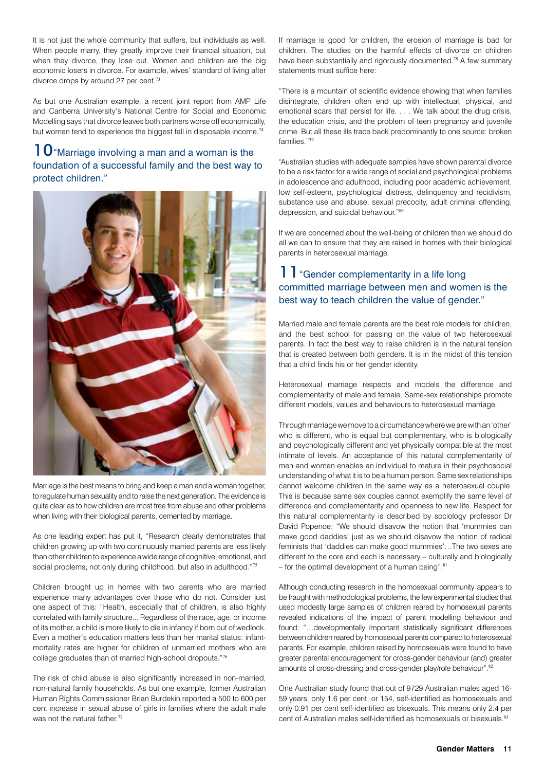It is not just the whole community that suffers, but individuals as well. When people marry, they greatly improve their financial situation, but when they divorce, they lose out. Women and children are the big economic losers in divorce. For example, wives' standard of living after divorce drops by around 27 per cent.[73]

As but one Australian example, a recent joint report from AMP Life and Canberra University's National Centre for Social and Economic Modelling says that divorce leaves both partners worse off economically, but women tend to experience the biggest fall in disposable income.[74]

## 10 "Marriage involving a man and a woman is the foundation of a successful family and the best way to protect children."

Marriage is the best means to bring and keep a man and a woman together, to regulate human sexuality and to raise the next generation. The evidence is quite clear as to how children are most free from abuse and other problems when living with their biological parents, cemented by marriage.

As one leading expert has put it, "Research clearly demonstrates that children growing up with two continuously married parents are less likely than other children to experience a wide range of cognitive, emotional, and social problems, not only during childhood, but also in adulthood."[75]

Children brought up in homes with two parents who are married experience many advantages over those who do not. Consider just one aspect of this: "Health, especially that of children, is also highly correlated with family structure... Regardless of the race, age, or income of its mother, a child is more likely to die in infancy if born out of wedlock. Even a mother's education matters less than her marital status: infant-mortality rates are higher for children of unmarried mothers who are college graduates than of married high-school dropouts."[76]

The risk of child abuse is also significantly increased in non-married, non-natural family households. As but one example, former Australian Human Rights Commissioner Brian Burdekin reported a 500 to 600 per cent increase in sexual abuse of girls in families where the adult male was not the natural father.[77]

If marriage is good for children, the erosion of marriage is bad for children. The studies on the harmful effects of divorce on children have been substantially and rigorously documented.[78] A few summary statements must suffice here:

"There is a mountain of scientific evidence showing that when families disintegrate, children often end up with intellectual, physical, and emotional scars that persist for life. . . . We talk about the drug crisis, the education crisis, and the problem of teen pregnancy and juvenile crime. But all these ills trace back predominantly to one source: broken families."[79]

"Australian studies with adequate samples have shown parental divorce to be a risk factor for a wide range of social and psychological problems in adolescence and adulthood, including poor academic achievement, low self-esteem, psychological distress, delinquency and recidivism, substance use and abuse, sexual precocity, adult criminal offending, depression, and suicidal behaviour."[80]

If we are concerned about the well-being of children then we should do all we can to ensure that they are raised in homes with their biological parents in heterosexual marriage.

## 11 "Gender complementarity in a life long committed marriage between men and women is the best way to teach children the value of gender."

Married male and female parents are the best role models for children, and the best school for passing on the value of two heterosexual parents. In fact the best way to raise children is in the natural tension that is created between both genders. It is in the midst of this tension that a child finds his or her gender identity.

Heterosexual marriage respects and models the difference and complementarity of male and female. Same-sex relationships promote different models, values and behaviours to heterosexual marriage.

Through marriage we move to a circumstance where we are with an 'other' who is different, who is equal but complementary, who is biologically and psychologically different and yet physically compatible at the most intimate of levels. An acceptance of this natural complementarity of men and women enables an individual to mature in their psychosocial understanding of what it is to be a human person. Same sex relationships cannot welcome children in the same way as a heterosexual couple. This is because same sex couples cannot exemplify the same level of difference and complementarity and openness to new life. Respect for this natural complementarity is described by sociology professor Dr David Popenoe: "We should disavow the notion that 'mummies can make good daddies' just as we should disavow the notion of radical feminists that 'daddies can make good mummies'…The two sexes are different to the core and each is necessary – culturally and biologically – for the optimal development of a human being".[81]

Although conducting research in the homosexual community appears to be fraught with methodological problems, the few experimental studies that used modestly large samples of children reared by homosexual parents revealed indications of the impact of parent modelling behaviour and found: "…developmentally important statistically significant differences between children reared by homosexual parents compared to heterosexual parents. For example, children raised by homosexuals were found to have greater parental encouragement for cross-gender behaviour (and) greater amounts of cross-dressing and cross-gender play/role behaviour".[82]

One Australian study found that out of 9729 Australian males aged 16-59 years, only 1.6 per cent, or 154, self-identified as homosexuals and only 0.91 per cent self-identified as bisexuals. This means only 2.4 per cent of Australian males self-identified as homosexuals or bisexuals.[83]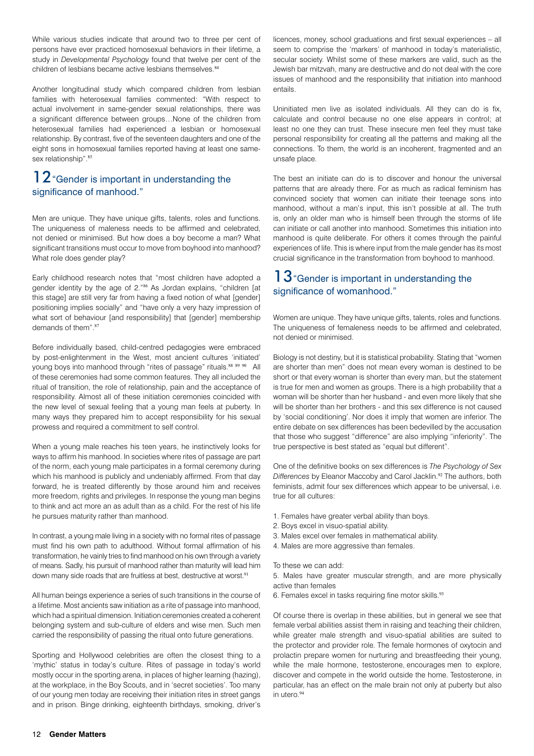While various studies indicate that around two to three per cent of persons have ever practiced homosexual behaviors in their lifetime, a study in *Developmental Psychology* found that twelve per cent of the children of lesbians became active lesbians themselves.[84]

Another longitudinal study which compared children from lesbian families with heterosexual families commented: "With respect to actual involvement in same-gender sexual relationships, there was a significant difference between groups…None of the children from heterosexual families had experienced a lesbian or homosexual relationship. By contrast, five of the seventeen daughters and one of the eight sons in homosexual families reported having at least one same-sex relationship".[85]

## 12 "Gender is important in understanding the significance of manhood."

Men are unique. They have unique gifts, talents, roles and functions. The uniqueness of maleness needs to be affirmed and celebrated, not denied or minimised. But how does a boy become a man? What significant transitions must occur to move from boyhood into manhood? What role does gender play?

Early childhood research notes that "most children have adopted a gender identity by the age of 2."[86] As Jordan explains, "children [at this stage] are still very far from having a fixed notion of what [gender] positioning implies socially" and "have only a very hazy impression of what sort of behaviour [and responsibility] that [gender] membership demands of them".[87]

Before individually based, child-centred pedagogies were embraced by post-enlightenment in the West, most ancient cultures 'initiated' young boys into manhood through "rites of passage" rituals.[88 89 90] All of these ceremonies had some common features. They all included the ritual of transition, the role of relationship, pain and the acceptance of responsibility. Almost all of these initiation ceremonies coincided with the new level of sexual feeling that a young man feels at puberty. In many ways they prepared him to accept responsibility for his sexual prowess and required a commitment to self control.

When a young male reaches his teen years, he instinctively looks for ways to affirm his manhood. In societies where rites of passage are part of the norm, each young male participates in a formal ceremony during which his manhood is publicly and undeniably affirmed. From that day forward, he is treated differently by those around him and receives more freedom, rights and privileges. In response the young man begins to think and act more an as adult than as a child. For the rest of his life he pursues maturity rather than manhood.

In contrast, a young male living in a society with no formal rites of passage must find his own path to adulthood. Without formal affirmation of his transformation, he vainly tries to find manhood on his own through a variety of means. Sadly, his pursuit of manhood rather than maturity will lead him down many side roads that are fruitless at best, destructive at worst.[91]

All human beings experience a series of such transitions in the course of a lifetime. Most ancients saw initiation as a rite of passage into manhood, which had a spiritual dimension. Initiation ceremonies created a coherent belonging system and sub-culture of elders and wise men. Such men carried the responsibility of passing the ritual onto future generations.

Sporting and Hollywood celebrities are often the closest thing to a 'mythic' status in today's culture. Rites of passage in today's world mostly occur in the sporting arena, in places of higher learning (hazing), at the workplace, in the Boy Scouts, and in 'secret societies'. Too many of our young men today are receiving their initiation rites in street gangs and in prison. Binge drinking, eighteenth birthdays, smoking, driver's licences, money, school graduations and first sexual experiences – all seem to comprise the 'markers' of manhood in today's materialistic, secular society. Whilst some of these markers are valid, such as the Jewish bar mitzvah, many are destructive and do not deal with the core issues of manhood and the responsibility that initiation into manhood entails.

Uninitiated men live as isolated individuals. All they can do is fix, calculate and control because no one else appears in control; at least no one they can trust. These insecure men feel they must take personal responsibility for creating all the patterns and making all the connections. To them, the world is an incoherent, fragmented and an unsafe place.

The best an initiate can do is to discover and honour the universal patterns that are already there. For as much as radical feminism has convinced society that women can initiate their teenage sons into manhood, without a man's input, this isn't possible at all. The truth is, only an older man who is himself been through the storms of life can initiate or call another into manhood. Sometimes this initiation into manhood is quite deliberate. For others it comes through the painful experiences of life. This is where input from the male gender has its most crucial significance in the transformation from boyhood to manhood.

## 13 "Gender is important in understanding the significance of womanhood."

Women are unique. They have unique gifts, talents, roles and functions. The uniqueness of femaleness needs to be affirmed and celebrated, not denied or minimised.

Biology is not destiny, but it is statistical probability. Stating that "women are shorter than men" does not mean every woman is destined to be short or that every woman is shorter than every man, but the statement is true for men and women as groups. There is a high probability that a woman will be shorter than her husband - and even more likely that she will be shorter than her brothers - and this sex difference is not caused by 'social conditioning'. Nor does it imply that women are inferior. The entire debate on sex differences has been bedevilled by the accusation that those who suggest "difference" are also implying "inferiority". The true perspective is best stated as "equal but different".

One of the definitive books on sex differences is *The Psychology of Sex Differences* by Eleanor Maccoby and Carol Jacklin.[92] The authors, both feminists, admit four sex differences which appear to be universal, i.e. true for all cultures:

1. Females have greater verbal ability than boys.
2. Boys excel in visuo-spatial ability.
3. Males excel over females in mathematical ability.
4. Males are more aggressive than females.

To these we can add:

5. Males have greater muscular strength, and are more physically active than females
6. Females excel in tasks requiring fine motor skills.[93]

Of course there is overlap in these abilities, but in general we see that female verbal abilities assist them in raising and teaching their children, while greater male strength and visuo-spatial abilities are suited to the protector and provider role. The female hormones of oxytocin and prolactin prepare women for nurturing and breastfeeding their young, while the male hormone, testosterone, encourages men to explore, discover and compete in the world outside the home. Testosterone, in particular, has an effect on the male brain not only at puberty but also in utero.[94]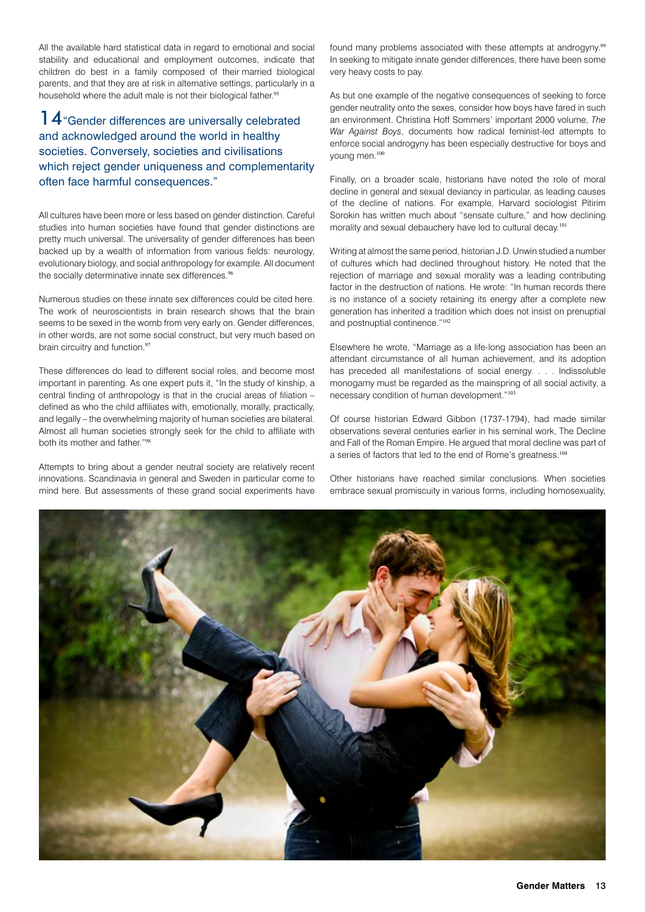All the available hard statistical data in regard to emotional and social stability and educational and employment outcomes, indicate that children do best in a family composed of their married biological parents, and that they are at risk in alternative settings, particularly in a household where the adult male is not their biological father.[95]

## 14 "Gender differences are universally celebrated and acknowledged around the world in healthy societies. Conversely, societies and civilisations which reject gender uniqueness and complementarity often face harmful consequences."

All cultures have been more or less based on gender distinction. Careful studies into human societies have found that gender distinctions are pretty much universal. The universality of gender differences has been backed up by a wealth of information from various fields: neurology, evolutionary biology, and social anthropology for example. All document the socially determinative innate sex differences.[96]

Numerous studies on these innate sex differences could be cited here. The work of neuroscientists in brain research shows that the brain seems to be sexed in the womb from very early on. Gender differences, in other words, are not some social construct, but very much based on brain circuitry and function.[97]

These differences do lead to different social roles, and become most important in parenting. As one expert puts it, "In the study of kinship, a central finding of anthropology is that in the crucial areas of filiation – defined as who the child affiliates with, emotionally, morally, practically, and legally – the overwhelming majority of human societies are bilateral. Almost all human societies strongly seek for the child to affiliate with both its mother and father."[98]

Attempts to bring about a gender neutral society are relatively recent innovations. Scandinavia in general and Sweden in particular come to mind here. But assessments of these grand social experiments have found many problems associated with these attempts at androgyny.[99] In seeking to mitigate innate gender differences, there have been some very heavy costs to pay.

As but one example of the negative consequences of seeking to force gender neutrality onto the sexes, consider how boys have fared in such an environment. Christina Hoff Sommers' important 2000 volume, *The War Against Boys*, documents how radical feminist-led attempts to enforce social androgyny has been especially destructive for boys and young men.[100]

Finally, on a broader scale, historians have noted the role of moral decline in general and sexual deviancy in particular, as leading causes of the decline of nations. For example, Harvard sociologist Pitirim Sorokin has written much about "sensate culture," and how declining morality and sexual debauchery have led to cultural decay.[101]

Writing at almost the same period, historian J.D. Unwin studied a number of cultures which had declined throughout history. He noted that the rejection of marriage and sexual morality was a leading contributing factor in the destruction of nations. He wrote: "In human records there is no instance of a society retaining its energy after a complete new generation has inherited a tradition which does not insist on prenuptial and postnuptial continence."[102]

Elsewhere he wrote, "Marriage as a life-long association has been an attendant circumstance of all human achievement, and its adoption has preceded all manifestations of social energy. . . . Indissoluble monogamy must be regarded as the mainspring of all social activity, a necessary condition of human development."[103]

Of course historian Edward Gibbon (1737-1794), had made similar observations several centuries earlier in his seminal work, The Decline and Fall of the Roman Empire. He argued that moral decline was part of a series of factors that led to the end of Rome's greatness.[104]

Other historians have reached similar conclusions. When societies embrace sexual promiscuity in various forms, including homosexuality,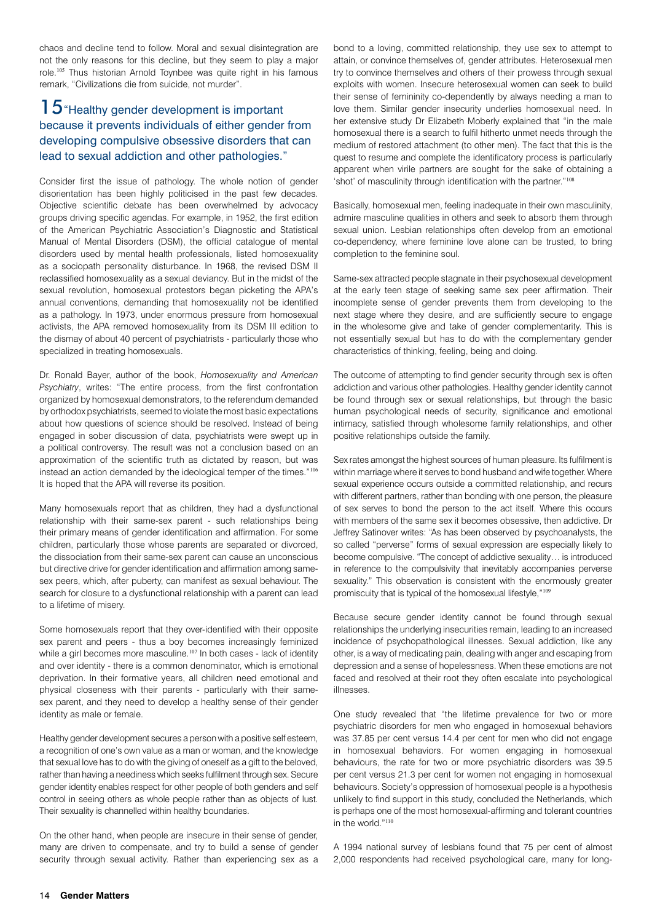chaos and decline tend to follow. Moral and sexual disintegration are not the only reasons for this decline, but they seem to play a major role.[105] Thus historian Arnold Toynbee was quite right in his famous remark, "Civilizations die from suicide, not murder".

## 15 "Healthy gender development is important because it prevents individuals of either gender from developing compulsive obsessive disorders that can lead to sexual addiction and other pathologies."

Consider first the issue of pathology. The whole notion of gender disorientation has been highly politicised in the past few decades. Objective scientific debate has been overwhelmed by advocacy groups driving specific agendas. For example, in 1952, the first edition of the American Psychiatric Association's Diagnostic and Statistical Manual of Mental Disorders (DSM), the official catalogue of mental disorders used by mental health professionals, listed homosexuality as a sociopath personality disturbance. In 1968, the revised DSM II reclassified homosexuality as a sexual deviancy. But in the midst of the sexual revolution, homosexual protestors began picketing the APA's annual conventions, demanding that homosexuality not be identified as a pathology. In 1973, under enormous pressure from homosexual activists, the APA removed homosexuality from its DSM III edition to the dismay of about 40 percent of psychiatrists - particularly those who specialized in treating homosexuals.

Dr. Ronald Bayer, author of the book, *Homosexuality and American Psychiatry*, writes: "The entire process, from the first confrontation organized by homosexual demonstrators, to the referendum demanded by orthodox psychiatrists, seemed to violate the most basic expectations about how questions of science should be resolved. Instead of being engaged in sober discussion of data, psychiatrists were swept up in a political controversy. The result was not a conclusion based on an approximation of the scientific truth as dictated by reason, but was instead an action demanded by the ideological temper of the times."[106] It is hoped that the APA will reverse its position.

Many homosexuals report that as children, they had a dysfunctional relationship with their same-sex parent - such relationships being their primary means of gender identification and affirmation. For some children, particularly those whose parents are separated or divorced, the dissociation from their same-sex parent can cause an unconscious but directive drive for gender identification and affirmation among same-sex peers, which, after puberty, can manifest as sexual behaviour. The search for closure to a dysfunctional relationship with a parent can lead to a lifetime of misery.

Some homosexuals report that they over-identified with their opposite sex parent and peers - thus a boy becomes increasingly feminized while a girl becomes more masculine.[107] In both cases - lack of identity and over identity - there is a common denominator, which is emotional deprivation. In their formative years, all children need emotional and physical closeness with their parents - particularly with their same-sex parent, and they need to develop a healthy sense of their gender identity as male or female.

Healthy gender development secures a person with a positive self esteem, a recognition of one's own value as a man or woman, and the knowledge that sexual love has to do with the giving of oneself as a gift to the beloved, rather than having a neediness which seeks fulfilment through sex. Secure gender identity enables respect for other people of both genders and self control in seeing others as whole people rather than as objects of lust. Their sexuality is channelled within healthy boundaries.

On the other hand, when people are insecure in their sense of gender, many are driven to compensate, and try to build a sense of gender security through sexual activity. Rather than experiencing sex as a bond to a loving, committed relationship, they use sex to attempt to attain, or convince themselves of, gender attributes. Heterosexual men try to convince themselves and others of their prowess through sexual exploits with women. Insecure heterosexual women can seek to build their sense of femininity co-dependently by always needing a man to love them. Similar gender insecurity underlies homosexual need. In her extensive study Dr Elizabeth Moberly explained that "in the male homosexual there is a search to fulfil hitherto unmet needs through the medium of restored attachment (to other men). The fact that this is the quest to resume and complete the identificatory process is particularly apparent when virile partners are sought for the sake of obtaining a 'shot' of masculinity through identification with the partner."[108]

Basically, homosexual men, feeling inadequate in their own masculinity, admire masculine qualities in others and seek to absorb them through sexual union. Lesbian relationships often develop from an emotional co-dependency, where feminine love alone can be trusted, to bring completion to the feminine soul.

Same-sex attracted people stagnate in their psychosexual development at the early teen stage of seeking same sex peer affirmation. Their incomplete sense of gender prevents them from developing to the next stage where they desire, and are sufficiently secure to engage in the wholesome give and take of gender complementarity. This is not essentially sexual but has to do with the complementary gender characteristics of thinking, feeling, being and doing.

The outcome of attempting to find gender security through sex is often addiction and various other pathologies. Healthy gender identity cannot be found through sex or sexual relationships, but through the basic human psychological needs of security, significance and emotional intimacy, satisfied through wholesome family relationships, and other positive relationships outside the family.

Sex rates amongst the highest sources of human pleasure. Its fulfilment is within marriage where it serves to bond husband and wife together. Where sexual experience occurs outside a committed relationship, and recurs with different partners, rather than bonding with one person, the pleasure of sex serves to bond the person to the act itself. Where this occurs with members of the same sex it becomes obsessive, then addictive. Dr Jeffrey Satinover writes: "As has been observed by psychoanalysts, the so called "perverse" forms of sexual expression are especially likely to become compulsive. "The concept of addictive sexuality… is introduced in reference to the compulsivity that inevitably accompanies perverse sexuality." This observation is consistent with the enormously greater promiscuity that is typical of the homosexual lifestyle,"[109]

Because secure gender identity cannot be found through sexual relationships the underlying insecurities remain, leading to an increased incidence of psychopathological illnesses. Sexual addiction, like any other, is a way of medicating pain, dealing with anger and escaping from depression and a sense of hopelessness. When these emotions are not faced and resolved at their root they often escalate into psychological illnesses.

One study revealed that "the lifetime prevalence for two or more psychiatric disorders for men who engaged in homosexual behaviors was 37.85 per cent versus 14.4 per cent for men who did not engage in homosexual behaviors. For women engaging in homosexual behaviours, the rate for two or more psychiatric disorders was 39.5 per cent versus 21.3 per cent for women not engaging in homosexual behaviours. Society's oppression of homosexual people is a hypothesis unlikely to find support in this study, concluded the Netherlands, which is perhaps one of the most homosexual-affirming and tolerant countries in the world."[110]

A 1994 national survey of lesbians found that 75 per cent of almost 2,000 respondents had received psychological care, many for long-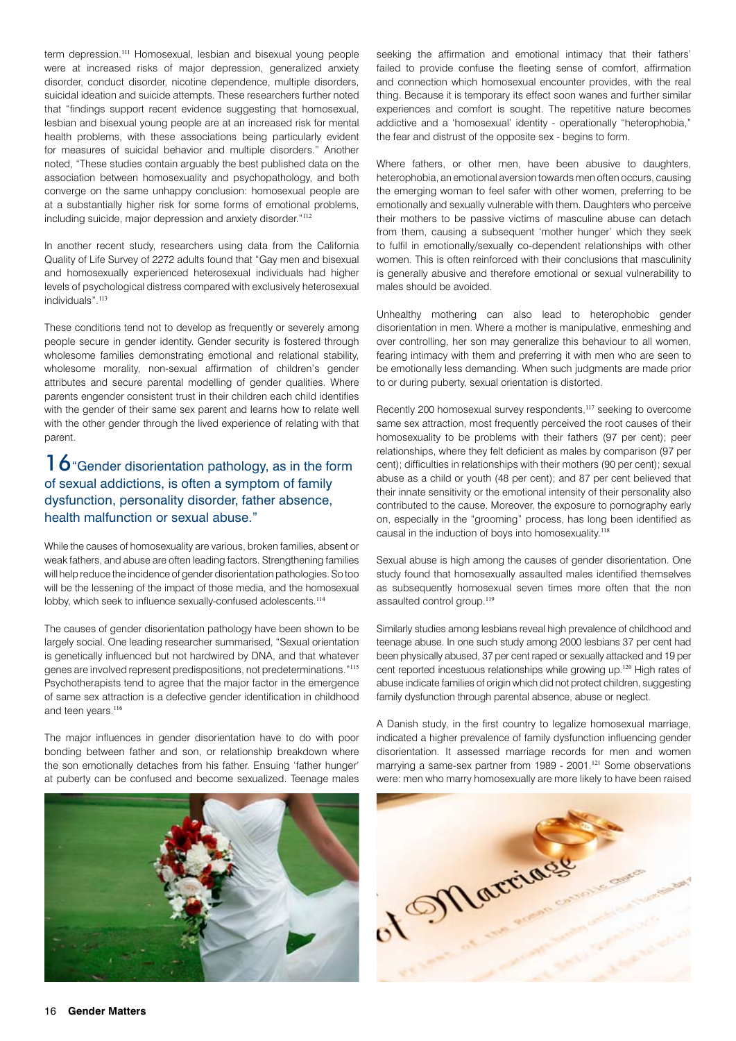term depression.[111] Homosexual, lesbian and bisexual young people were at increased risks of major depression, generalized anxiety disorder, conduct disorder, nicotine dependence, multiple disorders, suicidal ideation and suicide attempts. These researchers further noted that "findings support recent evidence suggesting that homosexual, lesbian and bisexual young people are at an increased risk for mental health problems, with these associations being particularly evident for measures of suicidal behavior and multiple disorders." Another noted, "These studies contain arguably the best published data on the association between homosexuality and psychopathology, and both converge on the same unhappy conclusion: homosexual people are at a substantially higher risk for some forms of emotional problems, including suicide, major depression and anxiety disorder."[112]

In another recent study, researchers using data from the California Quality of Life Survey of 2272 adults found that "Gay men and bisexual and homosexually experienced heterosexual individuals had higher levels of psychological distress compared with exclusively heterosexual individuals".[113]

These conditions tend not to develop as frequently or severely among people secure in gender identity. Gender security is fostered through wholesome families demonstrating emotional and relational stability, wholesome morality, non-sexual affirmation of children's gender attributes and secure parental modelling of gender qualities. Where parents engender consistent trust in their children each child identifies with the gender of their same sex parent and learns how to relate well with the other gender through the lived experience of relating with that parent.

## 16 "Gender disorientation pathology, as in the form of sexual addictions, is often a symptom of family dysfunction, personality disorder, father absence, health malfunction or sexual abuse."

While the causes of homosexuality are various, broken families, absent or weak fathers, and abuse are often leading factors. Strengthening families will help reduce the incidence of gender disorientation pathologies. So too will be the lessening of the impact of those media, and the homosexual lobby, which seek to influence sexually-confused adolescents.[114]

The causes of gender disorientation pathology have been shown to be largely social. One leading researcher summarised, "Sexual orientation is genetically influenced but not hardwired by DNA, and that whatever genes are involved represent predispositions, not predeterminations."[115] Psychotherapists tend to agree that the major factor in the emergence of same sex attraction is a defective gender identification in childhood and teen years.[116]

The major influences in gender disorientation have to do with poor bonding between father and son, or relationship breakdown where the son emotionally detaches from his father. Ensuing 'father hunger' at puberty can be confused and become sexualized. Teenage males seeking the affirmation and emotional intimacy that their fathers' failed to provide confuse the fleeting sense of comfort, affirmation and connection which homosexual encounter provides, with the real thing. Because it is temporary its effect soon wanes and further similar experiences and comfort is sought. The repetitive nature becomes addictive and a 'homosexual' identity - operationally "heterophobia," the fear and distrust of the opposite sex - begins to form.

Where fathers, or other men, have been abusive to daughters, heterophobia, an emotional aversion towards men often occurs, causing the emerging woman to feel safer with other women, preferring to be emotionally and sexually vulnerable with them. Daughters who perceive their mothers to be passive victims of masculine abuse can detach from them, causing a subsequent 'mother hunger' which they seek to fulfil in emotionally/sexually co-dependent relationships with other women. This is often reinforced with their conclusions that masculinity is generally abusive and therefore emotional or sexual vulnerability to males should be avoided.

Unhealthy mothering can also lead to heterophobic gender disorientation in men. Where a mother is manipulative, enmeshing and over controlling, her son may generalize this behaviour to all women, fearing intimacy with them and preferring it with men who are seen to be emotionally less demanding. When such judgments are made prior to or during puberty, sexual orientation is distorted.

Recently 200 homosexual survey respondents,[117] seeking to overcome same sex attraction, most frequently perceived the root causes of their homosexuality to be problems with their fathers (97 per cent); peer relationships, where they felt deficient as males by comparison (97 per cent); difficulties in relationships with their mothers (90 per cent); sexual abuse as a child or youth (48 per cent); and 87 per cent believed that their innate sensitivity or the emotional intensity of their personality also contributed to the cause. Moreover, the exposure to pornography early on, especially in the "grooming" process, has long been identified as causal in the induction of boys into homosexuality.[118]

Sexual abuse is high among the causes of gender disorientation. One study found that homosexually assaulted males identified themselves as subsequently homosexual seven times more often that the non assaulted control group.[119]

Similarly studies among lesbians reveal high prevalence of childhood and teenage abuse. In one such study among 2000 lesbians 37 per cent had been physically abused, 37 per cent raped or sexually attacked and 19 per cent reported incestuous relationships while growing up.[120] High rates of abuse indicate families of origin which did not protect children, suggesting family dysfunction through parental absence, abuse or neglect.

A Danish study, in the first country to legalize homosexual marriage, indicated a higher prevalence of family dysfunction influencing gender disorientation. It assessed marriage records for men and women marrying a same-sex partner from 1989 - 2001.[121] Some observations were: men who marry homosexually are more likely to have been raised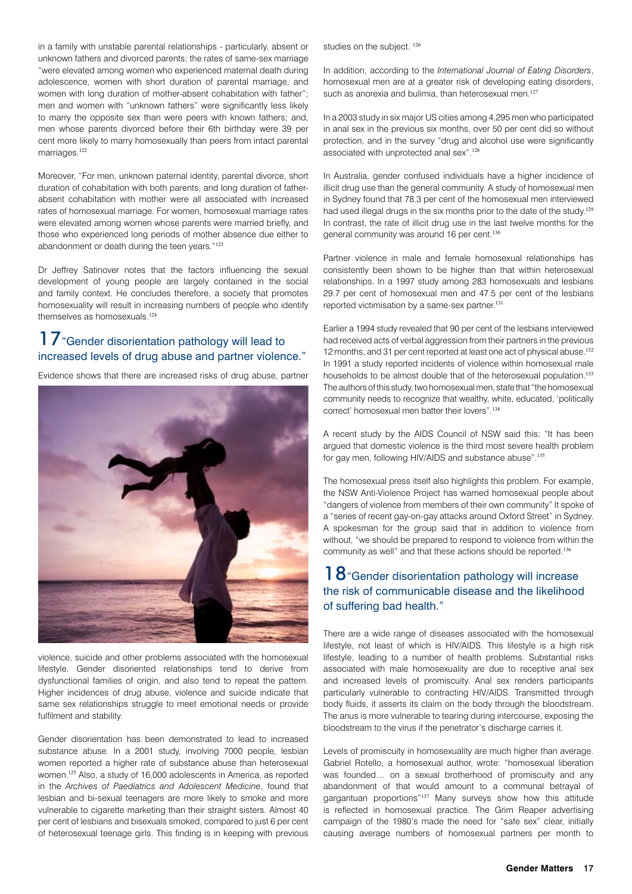in a family with unstable parental relationships - particularly, absent or unknown fathers and divorced parents; the rates of same-sex marriage "were elevated among women who experienced maternal death during adolescence, women with short duration of parental marriage, and women with long duration of mother-absent cohabitation with father"; men and women with "unknown fathers" were significantly less likely to marry the opposite sex than were peers with known fathers; and, men whose parents divorced before their 6th birthday were 39 per cent more likely to marry homosexually than peers from intact parental marriages.[122]

Moreover, "For men, unknown paternal identity, parental divorce, short duration of cohabitation with both parents, and long duration of father-absent cohabitation with mother were all associated with increased rates of homosexual marriage. For women, homosexual marriage rates were elevated among women whose parents were married briefly, and those who experienced long periods of mother absence due either to abandonment or death during the teen years."[123]

Dr Jeffrey Satinover notes that the factors influencing the sexual development of young people are largely contained in the social and family context. He concludes therefore, a society that promotes homosexuality will result in increasing numbers of people who identify themselves as homosexuals.[124]

## 17 "Gender disorientation pathology will lead to increased levels of drug abuse and partner violence."

Evidence shows that there are increased risks of drug abuse, partner violence, suicide and other problems associated with the homosexual lifestyle. Gender disoriented relationships tend to derive from dysfunctional families of origin, and also tend to repeat the pattern. Higher incidences of drug abuse, violence and suicide indicate that same sex relationships struggle to meet emotional needs or provide fulfilment and stability.

Gender disorientation has been demonstrated to lead to increased substance abuse. In a 2001 study, involving 7000 people, lesbian women reported a higher rate of substance abuse than heterosexual women.[125] Also, a study of 16,000 adolescents in America, as reported in the *Archives of Paediatrics and Adolescent Medicine*, found that lesbian and bi-sexual teenagers are more likely to smoke and more vulnerable to cigarette marketing than their straight sisters. Almost 40 per cent of lesbians and bisexuals smoked, compared to just 6 per cent of heterosexual teenage girls. This finding is in keeping with previous studies on the subject. [126]

In addition, according to the *International Journal of Eating Disorders*, homosexual men are at a greater risk of developing eating disorders, such as anorexia and bulimia, than heterosexual men.[127]

In a 2003 study in six major US cities among 4,295 men who participated in anal sex in the previous six months, over 50 per cent did so without protection, and in the survey "drug and alcohol use were significantly associated with unprotected anal sex".[128]

In Australia, gender confused individuals have a higher incidence of illicit drug use than the general community. A study of homosexual men in Sydney found that 78.3 per cent of the homosexual men interviewed had used illegal drugs in the six months prior to the date of the study.[129] In contrast, the rate of illicit drug use in the last twelve months for the general community was around 16 per cent.[130]

Partner violence in male and female homosexual relationships has consistently been shown to be higher than that within heterosexual relationships. In a 1997 study among 283 homosexuals and lesbians 29.7 per cent of homosexual men and 47.5 per cent of the lesbians reported victimisation by a same-sex partner.[131]

Earlier a 1994 study revealed that 90 per cent of the lesbians interviewed had received acts of verbal aggression from their partners in the previous 12 months, and 31 per cent reported at least one act of physical abuse.[132] In 1991 a study reported incidents of violence within homosexual male households to be almost double that of the heterosexual population.[133] The authors of this study, two homosexual men, state that "the homosexual community needs to recognize that wealthy, white, educated, 'politically correct' homosexual men batter their lovers".[134]

A recent study by the AIDS Council of NSW said this: "It has been argued that domestic violence is the third most severe health problem for gay men, following HIV/AIDS and substance abuse".[135]

The homosexual press itself also highlights this problem. For example, the NSW Anti-Violence Project has warned homosexual people about "dangers of violence from members of their own community" It spoke of a "series of recent gay-on-gay attacks around Oxford Street" in Sydney. A spokesman for the group said that in addition to violence from without, "we should be prepared to respond to violence from within the community as well" and that these actions should be reported.[136]

## 18 "Gender disorientation pathology will increase the risk of communicable disease and the likelihood of suffering bad health."

There are a wide range of diseases associated with the homosexual lifestyle, not least of which is HIV/AIDS. This lifestyle is a high risk lifestyle, leading to a number of health problems. Substantial risks associated with male homosexuality are due to receptive anal sex and increased levels of promiscuity. Anal sex renders participants particularly vulnerable to contracting HIV/AIDS. Transmitted through body fluids, it asserts its claim on the body through the bloodstream. The anus is more vulnerable to tearing during intercourse, exposing the bloodstream to the virus if the penetrator's discharge carries it.

Levels of promiscuity in homosexuality are much higher than average. Gabriel Rotello, a homosexual author, wrote: "homosexual liberation was founded… on a sexual brotherhood of promiscuity and any abandonment of that would amount to a communal betrayal of gargantuan proportions"[137] Many surveys show how this attitude is reflected in homosexual practice. The Grim Reaper advertising campaign of the 1980's made the need for "safe sex" clear, initially causing average numbers of homosexual partners per month to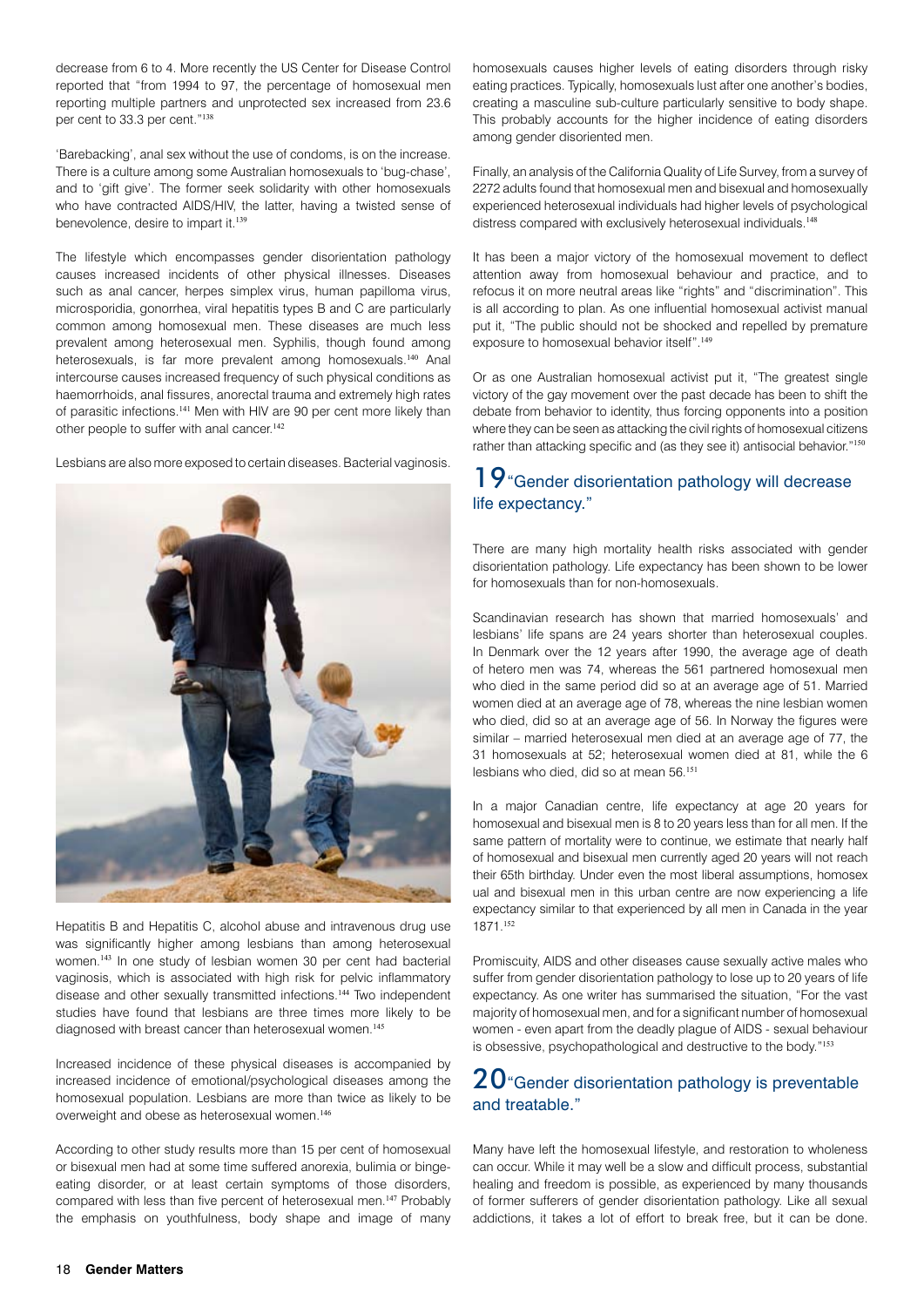decrease from 6 to 4. More recently the US Center for Disease Control reported that "from 1994 to 97, the percentage of homosexual men reporting multiple partners and unprotected sex increased from 23.6 per cent to 33.3 per cent."[138]

'Barebacking', anal sex without the use of condoms, is on the increase. There is a culture among some Australian homosexuals to 'bug-chase', and to 'gift give'. The former seek solidarity with other homosexuals who have contracted AIDS/HIV, the latter, having a twisted sense of benevolence, desire to impart it.[139]

The lifestyle which encompasses gender disorientation pathology causes increased incidents of other physical illnesses. Diseases such as anal cancer, herpes simplex virus, human papilloma virus, microsporidia, gonorrhea, viral hepatitis types B and C are particularly common among homosexual men. These diseases are much less prevalent among heterosexual men. Syphilis, though found among heterosexuals, is far more prevalent among homosexuals.[140] Anal intercourse causes increased frequency of such physical conditions as haemorrhoids, anal fissures, anorectal trauma and extremely high rates of parasitic infections.[141] Men with HIV are 90 per cent more likely than other people to suffer with anal cancer.[142]

Lesbians are also more exposed to certain diseases. Bacterial vaginosis. Hepatitis B and Hepatitis C, alcohol abuse and intravenous drug use was significantly higher among lesbians than among heterosexual women.[143] In one study of lesbian women 30 per cent had bacterial vaginosis, which is associated with high risk for pelvic inflammatory disease and other sexually transmitted infections.[144] Two independent studies have found that lesbians are three times more likely to be diagnosed with breast cancer than heterosexual women.[145]

Increased incidence of these physical diseases is accompanied by increased incidence of emotional/psychological diseases among the homosexual population. Lesbians are more than twice as likely to be overweight and obese as heterosexual women.[146]

According to other study results more than 15 per cent of homosexual or bisexual men had at some time suffered anorexia, bulimia or binge-eating disorder, or at least certain symptoms of those disorders, compared with less than five percent of heterosexual men.[147] Probably the emphasis on youthfulness, body shape and image of many homosexuals causes higher levels of eating disorders through risky eating practices. Typically, homosexuals lust after one another's bodies, creating a masculine sub-culture particularly sensitive to body shape. This probably accounts for the higher incidence of eating disorders among gender disoriented men.

Finally, an analysis of the California Quality of Life Survey, from a survey of 2272 adults found that homosexual men and bisexual and homosexually experienced heterosexual individuals had higher levels of psychological distress compared with exclusively heterosexual individuals.[148]

It has been a major victory of the homosexual movement to deflect attention away from homosexual behaviour and practice, and to refocus it on more neutral areas like "rights" and "discrimination". This is all according to plan. As one influential homosexual activist manual put it, "The public should not be shocked and repelled by premature exposure to homosexual behavior itself".[149]

Or as one Australian homosexual activist put it, "The greatest single victory of the gay movement over the past decade has been to shift the debate from behavior to identity, thus forcing opponents into a position where they can be seen as attacking the civil rights of homosexual citizens rather than attacking specific and (as they see it) antisocial behavior."[150]

## 19 "Gender disorientation pathology will decrease life expectancy."

There are many high mortality health risks associated with gender disorientation pathology. Life expectancy has been shown to be lower for homosexuals than for non-homosexuals.

Scandinavian research has shown that married homosexuals' and lesbians' life spans are 24 years shorter than heterosexual couples. In Denmark over the 12 years after 1990, the average age of death of hetero men was 74, whereas the 561 partnered homosexual men who died in the same period did so at an average age of 51. Married women died at an average age of 78, whereas the nine lesbian women who died, did so at an average age of 56. In Norway the figures were similar – married heterosexual men died at an average age of 77, the 31 homosexuals at 52; heterosexual women died at 81, while the 6 lesbians who died, did so at mean 56.[151]

In a major Canadian centre, life expectancy at age 20 years for homosexual and bisexual men is 8 to 20 years less than for all men. If the same pattern of mortality were to continue, we estimate that nearly half of homosexual and bisexual men currently aged 20 years will not reach their 65th birthday. Under even the most liberal assumptions, homosexual and bisexual men in this urban centre are now experiencing a life expectancy similar to that experienced by all men in Canada in the year 1871.[152]

Promiscuity, AIDS and other diseases cause sexually active males who suffer from gender disorientation pathology to lose up to 20 years of life expectancy. As one writer has summarised the situation, "For the vast majority of homosexual men, and for a significant number of homosexual women - even apart from the deadly plague of AIDS - sexual behaviour is obsessive, psychopathological and destructive to the body."[153]

## 20 "Gender disorientation pathology is preventable and treatable."

Many have left the homosexual lifestyle, and restoration to wholeness can occur. While it may well be a slow and difficult process, substantial healing and freedom is possible, as experienced by many thousands of former sufferers of gender disorientation pathology. Like all sexual addictions, it takes a lot of effort to break free, but it can be done.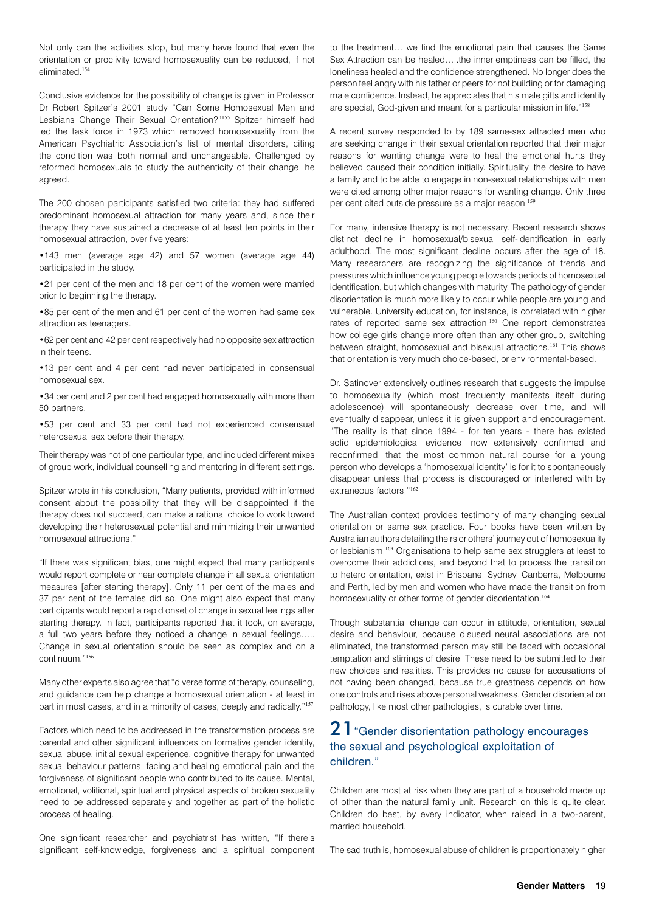Not only can the activities stop, but many have found that even the orientation or proclivity toward homosexuality can be reduced, if not eliminated.[154]

Conclusive evidence for the possibility of change is given in Professor Dr Robert Spitzer's 2001 study "Can Some Homosexual Men and Lesbians Change Their Sexual Orientation?"[155] Spitzer himself had led the task force in 1973 which removed homosexuality from the American Psychiatric Association's list of mental disorders, citing the condition was both normal and unchangeable. Challenged by reformed homosexuals to study the authenticity of their change, he agreed.

The 200 chosen participants satisfied two criteria: they had suffered predominant homosexual attraction for many years and, since their therapy they have sustained a decrease of at least ten points in their homosexual attraction, over five years:

- 143 men (average age 42) and 57 women (average age 44) participated in the study.
- 21 per cent of the men and 18 per cent of the women were married prior to beginning the therapy.
- 85 per cent of the men and 61 per cent of the women had same sex attraction as teenagers.
- 62 per cent and 42 per cent respectively had no opposite sex attraction in their teens.
- 13 per cent and 4 per cent had never participated in consensual homosexual sex.
- 34 per cent and 2 per cent had engaged homosexually with more than 50 partners.
- 53 per cent and 33 per cent had not experienced consensual heterosexual sex before their therapy.

Their therapy was not of one particular type, and included different mixes of group work, individual counselling and mentoring in different settings.

Spitzer wrote in his conclusion, "Many patients, provided with informed consent about the possibility that they will be disappointed if the therapy does not succeed, can make a rational choice to work toward developing their heterosexual potential and minimizing their unwanted homosexual attractions."

"If there was significant bias, one might expect that many participants would report complete or near complete change in all sexual orientation measures [after starting therapy]. Only 11 per cent of the males and 37 per cent of the females did so. One might also expect that many participants would report a rapid onset of change in sexual feelings after starting therapy. In fact, participants reported that it took, on average, a full two years before they noticed a change in sexual feelings….. Change in sexual orientation should be seen as complex and on a continuum."[156]

Many other experts also agree that "diverse forms of therapy, counseling, and guidance can help change a homosexual orientation - at least in part in most cases, and in a minority of cases, deeply and radically."[157]

Factors which need to be addressed in the transformation process are parental and other significant influences on formative gender identity, sexual abuse, initial sexual experience, cognitive therapy for unwanted sexual behaviour patterns, facing and healing emotional pain and the forgiveness of significant people who contributed to its cause. Mental, emotional, volitional, spiritual and physical aspects of broken sexuality need to be addressed separately and together as part of the holistic process of healing.

One significant researcher and psychiatrist has written, "If there's significant self-knowledge, forgiveness and a spiritual component to the treatment… we find the emotional pain that causes the Same Sex Attraction can be healed…..the inner emptiness can be filled, the loneliness healed and the confidence strengthened. No longer does the person feel angry with his father or peers for not building or for damaging male confidence. Instead, he appreciates that his male gifts and identity are special, God-given and meant for a particular mission in life."[158]

A recent survey responded to by 189 same-sex attracted men who are seeking change in their sexual orientation reported that their major reasons for wanting change were to heal the emotional hurts they believed caused their condition initially. Spirituality, the desire to have a family and to be able to engage in non-sexual relationships with men were cited among other major reasons for wanting change. Only three per cent cited outside pressure as a major reason.[159]

For many, intensive therapy is not necessary. Recent research shows distinct decline in homosexual/bisexual self-identification in early adulthood. The most significant decline occurs after the age of 18. Many researchers are recognizing the significance of trends and pressures which influence young people towards periods of homosexual identification, but which changes with maturity. The pathology of gender disorientation is much more likely to occur while people are young and vulnerable. University education, for instance, is correlated with higher rates of reported same sex attraction.[160] One report demonstrates how college girls change more often than any other group, switching between straight, homosexual and bisexual attractions.[161] This shows that orientation is very much choice-based, or environmental-based.

Dr. Satinover extensively outlines research that suggests the impulse to homosexuality (which most frequently manifests itself during adolescence) will spontaneously decrease over time, and will eventually disappear, unless it is given support and encouragement. "The reality is that since 1994 - for ten years - there has existed solid epidemiological evidence, now extensively confirmed and reconfirmed, that the most common natural course for a young person who develops a 'homosexual identity' is for it to spontaneously disappear unless that process is discouraged or interfered with by extraneous factors."[162]

The Australian context provides testimony of many changing sexual orientation or same sex practice. Four books have been written by Australian authors detailing theirs or others' journey out of homosexuality or lesbianism.[163] Organisations to help same sex strugglers at least to overcome their addictions, and beyond that to process the transition to hetero orientation, exist in Brisbane, Sydney, Canberra, Melbourne and Perth, led by men and women who have made the transition from homosexuality or other forms of gender disorientation.[164]

Though substantial change can occur in attitude, orientation, sexual desire and behaviour, because disused neural associations are not eliminated, the transformed person may still be faced with occasional temptation and stirrings of desire. These need to be submitted to their new choices and realities. This provides no cause for accusations of not having been changed, because true greatness depends on how one controls and rises above personal weakness. Gender disorientation pathology, like most other pathologies, is curable over time.

## 21 "Gender disorientation pathology encourages the sexual and psychological exploitation of children."

Children are most at risk when they are part of a household made up of other than the natural family unit. Research on this is quite clear. Children do best, by every indicator, when raised in a two-parent, married household.

The sad truth is, homosexual abuse of children is proportionately higher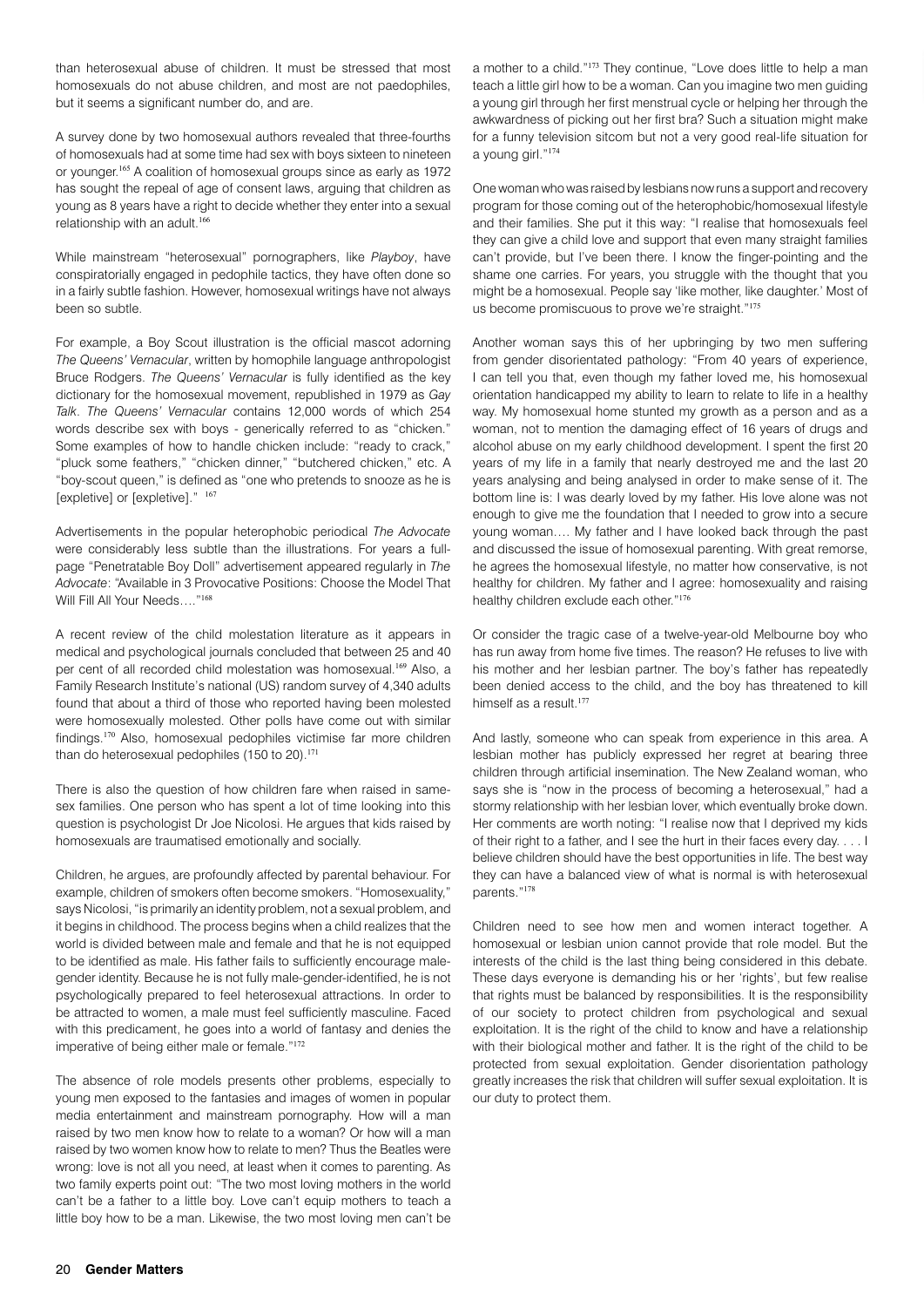than heterosexual abuse of children. It must be stressed that most homosexuals do not abuse children, and most are not paedophiles, but it seems a significant number do, and are.

A survey done by two homosexual authors revealed that three-fourths of homosexuals had at some time had sex with boys sixteen to nineteen or younger.[165] A coalition of homosexual groups since as early as 1972 has sought the repeal of age of consent laws, arguing that children as young as 8 years have a right to decide whether they enter into a sexual relationship with an adult.[166]

While mainstream "heterosexual" pornographers, like *Playboy*, have conspiratorially engaged in pedophile tactics, they have often done so in a fairly subtle fashion. However, homosexual writings have not always been so subtle.

For example, a Boy Scout illustration is the official mascot adorning *The Queens' Vernacular*, written by homophile language anthropologist Bruce Rodgers. *The Queens' Vernacular* is fully identified as the key dictionary for the homosexual movement, republished in 1979 as *Gay Talk*. *The Queens' Vernacular* contains 12,000 words of which 254 words describe sex with boys - generically referred to as "chicken." Some examples of how to handle chicken include: "ready to crack," "pluck some feathers," "chicken dinner," "butchered chicken," etc. A "boy-scout queen," is defined as "one who pretends to snooze as he is [expletive] or [expletive]." [167]

Advertisements in the popular heterophobic periodical *The Advocate* were considerably less subtle than the illustrations. For years a full-page "Penetratable Boy Doll" advertisement appeared regularly in *The Advocate*: "Available in 3 Provocative Positions: Choose the Model That Will Fill All Your Needs…."[168]

A recent review of the child molestation literature as it appears in medical and psychological journals concluded that between 25 and 40 per cent of all recorded child molestation was homosexual.[169] Also, a Family Research Institute's national (US) random survey of 4,340 adults found that about a third of those who reported having been molested were homosexually molested. Other polls have come out with similar findings.[170] Also, homosexual pedophiles victimise far more children than do heterosexual pedophiles (150 to 20).[171]

There is also the question of how children fare when raised in same-sex families. One person who has spent a lot of time looking into this question is psychologist Dr Joe Nicolosi. He argues that kids raised by homosexuals are traumatised emotionally and socially.

Children, he argues, are profoundly affected by parental behaviour. For example, children of smokers often become smokers. "Homosexuality," says Nicolosi, "is primarily an identity problem, not a sexual problem, and it begins in childhood. The process begins when a child realizes that the world is divided between male and female and that he is not equipped to be identified as male. His father fails to sufficiently encourage male-gender identity. Because he is not fully male-gender-identified, he is not psychologically prepared to feel heterosexual attractions. In order to be attracted to women, a male must feel sufficiently masculine. Faced with this predicament, he goes into a world of fantasy and denies the imperative of being either male or female."[172]

The absence of role models presents other problems, especially to young men exposed to the fantasies and images of women in popular media entertainment and mainstream pornography. How will a man raised by two men know how to relate to a woman? Or how will a man raised by two women know how to relate to men? Thus the Beatles were wrong: love is not all you need, at least when it comes to parenting. As two family experts point out: "The two most loving mothers in the world can't be a father to a little boy. Love can't equip mothers to teach a little boy how to be a man. Likewise, the two most loving men can't be a mother to a child."[173] They continue, "Love does little to help a man teach a little girl how to be a woman. Can you imagine two men guiding a young girl through her first menstrual cycle or helping her through the awkwardness of picking out her first bra? Such a situation might make for a funny television sitcom but not a very good real-life situation for a young girl."[174]

One woman who was raised by lesbians now runs a support and recovery program for those coming out of the heterophobic/homosexual lifestyle and their families. She put it this way: "I realise that homosexuals feel they can give a child love and support that even many straight families can't provide, but I've been there. I know the finger-pointing and the shame one carries. For years, you struggle with the thought that you might be a homosexual. People say 'like mother, like daughter.' Most of us become promiscuous to prove we're straight."[175]

Another woman says this of her upbringing by two men suffering from gender disorientated pathology: "From 40 years of experience, I can tell you that, even though my father loved me, his homosexual orientation handicapped my ability to learn to relate to life in a healthy way. My homosexual home stunted my growth as a person and as a woman, not to mention the damaging effect of 16 years of drugs and alcohol abuse on my early childhood development. I spent the first 20 years of my life in a family that nearly destroyed me and the last 20 years analysing and being analysed in order to make sense of it. The bottom line is: I was dearly loved by my father. His love alone was not enough to give me the foundation that I needed to grow into a secure young woman…. My father and I have looked back through the past and discussed the issue of homosexual parenting. With great remorse, he agrees the homosexual lifestyle, no matter how conservative, is not healthy for children. My father and I agree: homosexuality and raising healthy children exclude each other."[176]

Or consider the tragic case of a twelve-year-old Melbourne boy who has run away from home five times. The reason? He refuses to live with his mother and her lesbian partner. The boy's father has repeatedly been denied access to the child, and the boy has threatened to kill himself as a result.[177]

And lastly, someone who can speak from experience in this area. A lesbian mother has publicly expressed her regret at bearing three children through artificial insemination. The New Zealand woman, who says she is "now in the process of becoming a heterosexual," had a stormy relationship with her lesbian lover, which eventually broke down. Her comments are worth noting: "I realise now that I deprived my kids of their right to a father, and I see the hurt in their faces every day. . . . I believe children should have the best opportunities in life. The best way they can have a balanced view of what is normal is with heterosexual parents."[178]

Children need to see how men and women interact together. A homosexual or lesbian union cannot provide that role model. But the interests of the child is the last thing being considered in this debate. These days everyone is demanding his or her 'rights', but few realise that rights must be balanced by responsibilities. It is the responsibility of our society to protect children from psychological and sexual exploitation. It is the right of the child to know and have a relationship with their biological mother and father. It is the right of the child to be protected from sexual exploitation. Gender disorientation pathology greatly increases the risk that children will suffer sexual exploitation. It is our duty to protect them.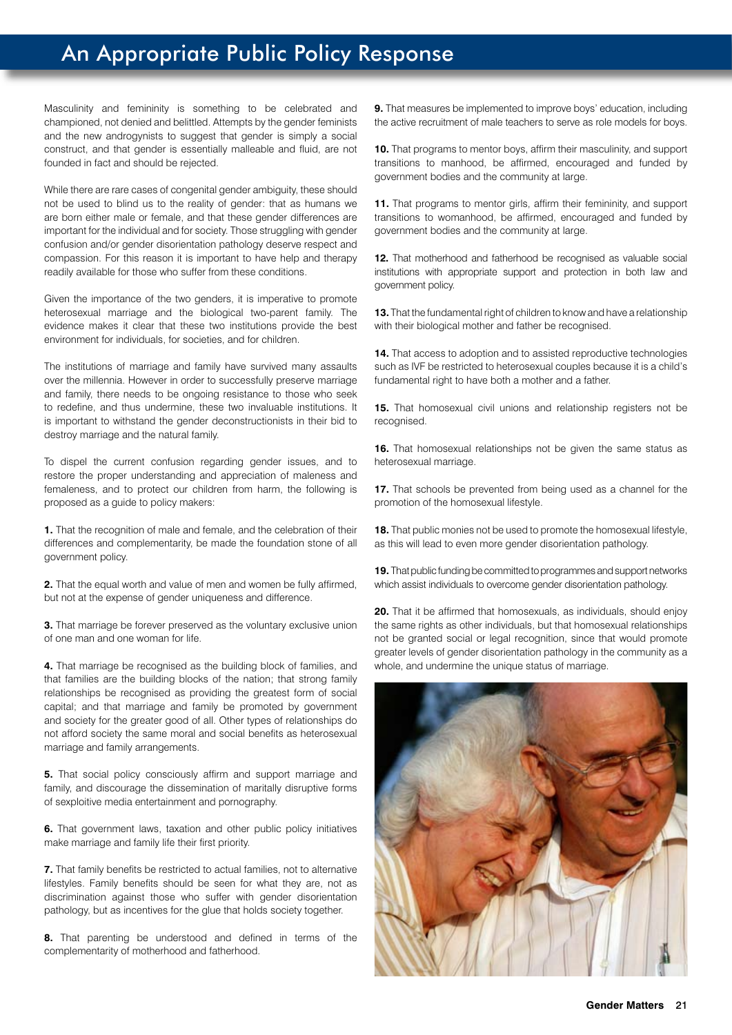# An Appropriate Public Policy Response

Masculinity and femininity is something to be celebrated and championed, not denied and belittled. Attempts by the gender feminists and the new androgynists to suggest that gender is simply a social construct, and that gender is essentially malleable and fluid, are not founded in fact and should be rejected.

While there are rare cases of congenital gender ambiguity, these should not be used to blind us to the reality of gender: that as humans we are born either male or female, and that these gender differences are important for the individual and for society. Those struggling with gender confusion and/or gender disorientation pathology deserve respect and compassion. For this reason it is important to have help and therapy readily available for those who suffer from these conditions.

Given the importance of the two genders, it is imperative to promote heterosexual marriage and the biological two-parent family. The evidence makes it clear that these two institutions provide the best environment for individuals, for societies, and for children.

The institutions of marriage and family have survived many assaults over the millennia. However in order to successfully preserve marriage and family, there needs to be ongoing resistance to those who seek to redefine, and thus undermine, these two invaluable institutions. It is important to withstand the gender deconstructionists in their bid to destroy marriage and the natural family.

To dispel the current confusion regarding gender issues, and to restore the proper understanding and appreciation of maleness and femaleness, and to protect our children from harm, the following is proposed as a guide to policy makers:

**1.** That the recognition of male and female, and the celebration of their differences and complementarity, be made the foundation stone of all government policy.

**2.** That the equal worth and value of men and women be fully affirmed, but not at the expense of gender uniqueness and difference.

**3.** That marriage be forever preserved as the voluntary exclusive union of one man and one woman for life.

**4.** That marriage be recognised as the building block of families, and that families are the building blocks of the nation; that strong family relationships be recognised as providing the greatest form of social capital; and that marriage and family be promoted by government and society for the greater good of all. Other types of relationships do not afford society the same moral and social benefits as heterosexual marriage and family arrangements.

**5.** That social policy consciously affirm and support marriage and family, and discourage the dissemination of maritally disruptive forms of sexploitive media entertainment and pornography.

**6.** That government laws, taxation and other public policy initiatives make marriage and family life their first priority.

**7.** That family benefits be restricted to actual families, not to alternative lifestyles. Family benefits should be seen for what they are, not as discrimination against those who suffer with gender disorientation pathology, but as incentives for the glue that holds society together.

**8.** That parenting be understood and defined in terms of the complementarity of motherhood and fatherhood.

**9.** That measures be implemented to improve boys' education, including the active recruitment of male teachers to serve as role models for boys.

**10.** That programs to mentor boys, affirm their masculinity, and support transitions to manhood, be affirmed, encouraged and funded by government bodies and the community at large.

**11.** That programs to mentor girls, affirm their femininity, and support transitions to womanhood, be affirmed, encouraged and funded by government bodies and the community at large.

**12.** That motherhood and fatherhood be recognised as valuable social institutions with appropriate support and protection in both law and government policy.

**13.** That the fundamental right of children to know and have a relationship with their biological mother and father be recognised.

**14.** That access to adoption and to assisted reproductive technologies such as IVF be restricted to heterosexual couples because it is a child's fundamental right to have both a mother and a father.

**15.** That homosexual civil unions and relationship registers not be recognised.

**16.** That homosexual relationships not be given the same status as heterosexual marriage.

**17.** That schools be prevented from being used as a channel for the promotion of the homosexual lifestyle.

**18.** That public monies not be used to promote the homosexual lifestyle, as this will lead to even more gender disorientation pathology.

**19.** That public funding be committed to programmes and support networks which assist individuals to overcome gender disorientation pathology.

**20.** That it be affirmed that homosexuals, as individuals, should enjoy the same rights as other individuals, but that homosexual relationships not be granted social or legal recognition, since that would promote greater levels of gender disorientation pathology in the community as a whole, and undermine the unique status of marriage.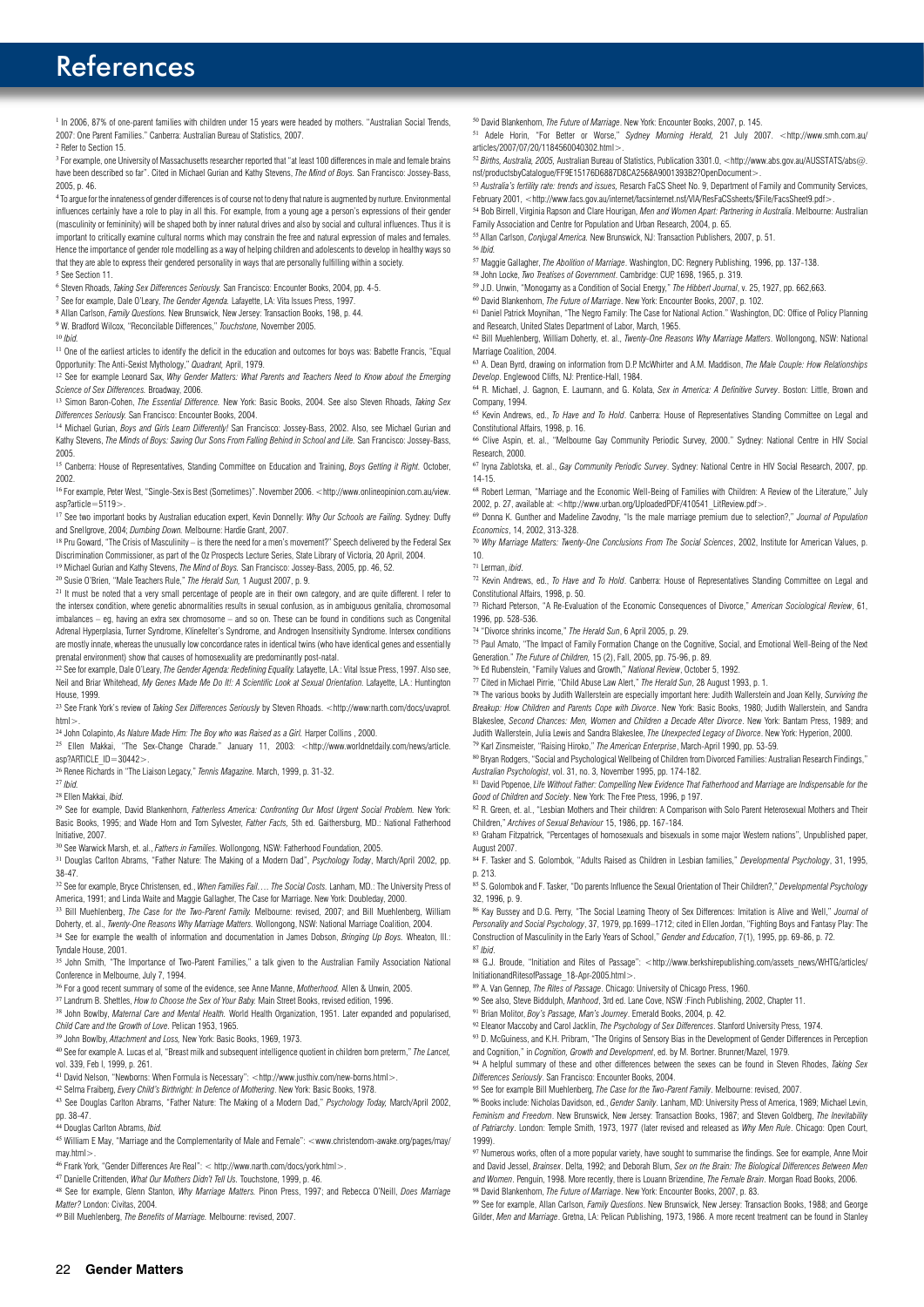# References

[1] In 2006, 87% of one-parent families with children under 15 years were headed by mothers. "Australian Social Trends, 2007: One Parent Families." Canberra: Australian Bureau of Statistics, 2007.

[2] Refer to Section 15.

[3] For example, one University of Massachusetts researcher reported that "at least 100 differences in male and female brains have been described so far". Cited in Michael Gurian and Kathy Stevens, *The Mind of Boys*. San Francisco: Jossey-Bass, 2005, p. 46.

[4] To argue for the innateness of gender differences is of course not to deny that nature is augmented by nurture. Environmental influences certainly have a role to play in all this. For example, from a young age a person's expressions of their gender (masculinity or femininity) will be shaped both by inner natural drives and also by social and cultural influences. Thus it is important to critically examine cultural norms which may constrain the free and natural expression of males and females. Hence the importance of gender role modelling as a way of helping children and adolescents to develop in healthy ways so that they are able to express their gendered personality in ways that are personally fulfilling within a society.

[5] See Section 11.

[6] Steven Rhoads, *Taking Sex Differences Seriously*. San Francisco: Encounter Books, 2004, pp. 4-5.

[7] See for example, Dale O'Leary, *The Gender Agenda*. Lafayette, LA: Vita Issues Press, 1997.

[8] Allan Carlson, *Family Questions*. New Brunswick, New Jersey: Transaction Books, 198, p. 44.

[9] W. Bradford Wilcox, "Reconcilable Differences," *Touchstone*, November 2005.

[10] *Ibid.*

[11] One of the earliest articles to identify the deficit in the education and outcomes for boys was: Babette Francis, "Equal Opportunity: The Anti-Sexist Mythology," *Quadrant*, April, 1979.

[12] See for example Leonard Sax, *Why Gender Matters: What Parents and Teachers Need to Know about the Emerging Science of Sex Differences*. Broadway, 2006.

[13] Simon Baron-Cohen, *The Essential Difference*. New York: Basic Books, 2004. See also Steven Rhoads, *Taking Sex Differences Seriously*. San Francisco: Encounter Books, 2004.

[14] Michael Gurian, *Boys and Girls Learn Differently!* San Francisco: Jossey-Bass, 2002. Also, see Michael Gurian and Kathy Stevens, *The Minds of Boys: Saving Our Sons From Falling Behind in School and Life*. San Francisco: Jossey-Bass, 2005.

[15] Canberra: House of Representatives, Standing Committee on Education and Training, *Boys Getting it Right*. October, 2002.

[16] For example, Peter West, "Single-Sex is Best (Sometimes)". November 2006. <http://www.onlineopinion.com.au/view.asp?article=5119>.

[17] See two important books by Australian education expert, Kevin Donnelly: *Why Our Schools are Failing*. Sydney: Duffy and Snellgrove, 2004; *Dumbing Down*. Melbourne: Hardie Grant, 2007.

[18] Pru Goward, "The Crisis of Masculinity – is there the need for a men's movement?" Speech delivered by the Federal Sex Discrimination Commissioner, as part of the Oz Prospects Lecture Series, State Library of Victoria, 20 April, 2004.

[19] Michael Gurian and Kathy Stevens, *The Mind of Boys*. San Francisco: Jossey-Bass, 2005, pp. 46, 52.

[20] Susie O'Brien, "Male Teachers Rule," *The Herald Sun*, 1 August 2007, p. 9.

[21] It must be noted that a very small percentage of people are in their own category, and are quite different. I refer to the intersex condition, where genetic abnormalities results in sexual confusion, as in ambiguous genitalia, chromosomal imbalances – eg, having an extra sex chromosome – and so on. These can be found in conditions such as Congenital Adrenal Hyperplasia, Turner Syndrome, Klinefelter's Syndrome, and Androgen Insensitivity Syndrome. Intersex conditions are mostly innate, whereas the unusually low concordance rates in identical twins (who have identical genes and essentially prenatal environment) show that causes of homosexuality are predominantly post-natal.

[22] See for example, Dale O'Leary, *The Gender Agenda: Redefining Equality*. Lafayette, LA.: Vital Issue Press, 1997. Also see, Neil and Briar Whitehead, *My Genes Made Me Do It!: A Scientific Look at Sexual Orientation*. Lafayette, LA.: Huntington House, 1999.

[23] See Frank York's review of *Taking Sex Differences Seriously* by Steven Rhoads. <http://www.narth.com/docs/uvaprof.html>.

[24] John Colapinto, *As Nature Made Him: The Boy who was Raised as a Girl*. Harper Collins , 2000.

[25] Ellen Makkai, "The Sex-Change Charade." January 11, 2003: <http://www.worldnetdaily.com/news/article.asp?ARTICLE_ID=30442>.

[26] Renee Richards in "The Liaison Legacy," *Tennis Magazine*. March, 1999, p. 31-32.

[27] *Ibid.*

[28] Ellen Makkai, *Ibid.*

[29] See for example, David Blankenhorn, *Fatherless America: Confronting Our Most Urgent Social Problem*. New York: Basic Books, 1995; and Wade Horn and Tom Sylvester, *Father Facts*, 5th ed. Gaithersburg, MD.: National Fatherhood Initiative, 2007.

[30] See Warwick Marsh, et. al., *Fathers in Families*. Wollongong, NSW: Fatherhood Foundation, 2005.

[31] Douglas Carlton Abrams, "Father Nature: The Making of a Modern Dad", *Psychology Today*, March/April 2002, pp. 38-47.

[32] See for example, Bryce Christensen, ed., *When Families Fail…. The Social Costs*. Lanham, MD.: The University Press of America, 1991; and Linda Waite and Maggie Gallagher, The Case for Marriage. New York: Doubleday, 2000.

[33] Bill Muehlenberg, *The Case for the Two-Parent Family*. Melbourne: revised, 2007; and Bill Muehlenberg, William Doherty, et. al., *Twenty-One Reasons Why Marriage Matters*. Wollongong, NSW: National Marriage Coalition, 2004.

[34] See for example the wealth of information and documentation in James Dobson, *Bringing Up Boys*. Wheaton, Ill.: Tyndale House, 2001.

[35] John Smith, "The Importance of Two-Parent Families," a talk given to the Australian Family Association National Conference in Melbourne, July 7, 1994.

[36] For a good recent summary of some of the evidence, see Anne Manne, *Motherhood*. Allen & Unwin, 2005.

[37] Landrum B. Shettles, *How to Choose the Sex of Your Baby*. Main Street Books, revised edition, 1996.

[38] John Bowlby, *Maternal Care and Mental Health*. World Health Organization, 1951. Later expanded and popularised, *Child Care and the Growth of Love*. Pelican 1953, 1965.

[39] John Bowlby, *Attachment and Loss*, New York: Basic Books, 1969, 1973.

[40] See for example A. Lucas et al, "Breast milk and subsequent intelligence quotient in children born preterm," *The Lancet*, vol. 339, Feb I, 1999, p. 261.

[41] David Nelson, "Newborns: When Formula is Necessary": <http://www.justhiv.com/new-borns.html>.

[42] Selma Fraiberg, *Every Child's Birthright: In Defence of Mothering*. New York: Basic Books, 1978.

[43] See Douglas Carlton Abrams, "Father Nature: The Making of a Modern Dad," *Psychology Today*, March/April 2002, pp. 38-47.

[44] Douglas Carlton Abrams, *Ibid.*

[45] William E May, "Marriage and the Complementarity of Male and Female": <www.christendom-awake.org/pages/may/may.html>.

[46] Frank York, "Gender Differences Are Real": < http://www.narth.com/docs/york.html>.

[47] Danielle Crittenden, *What Our Mothers Didn't Tell Us*. Touchstone, 1999, p. 46.

[48] See for example, Glenn Stanton, *Why Marriage Matters*. Pinon Press, 1997; and Rebecca O'Neill, *Does Marriage Matter?* London: Civitas, 2004.

[49] Bill Muehlenberg, *The Benefits of Marriage*. Melbourne: revised, 2007.

[50] David Blankenhorn, *The Future of Marriage*. New York: Encounter Books, 2007, p. 145.

[51] Adele Horin, "For Better or Worse," *Sydney Morning Herald*, 21 July 2007. <http://www.smh.com.au/articles/2007/07/20/1184560040302.html>.

[52] *Births, Australia, 2005*, Australian Bureau of Statistics, Publication 3301.0, <http://www.abs.gov.au/AUSSTATS/abs@.nsf/productsbyCatalogue/FF9E15176D6887D8CA2568A9001393B2?OpenDocument>.

[53] *Australia's fertility rate: trends and issues*, Resarch FaCS Sheet No. 9, Department of Family and Community Services, February 2001, <http://www.facs.gov.au/internet/facsinternet.nsf/VIA/ResFaCSsheets/$File/FacsSheet9.pdf>.

[54] Bob Birrell, Virginia Rapson and Clare Hourigan, *Men and Women Apart: Partnering in Australia*. Melbourne: Australian Family Association and Centre for Population and Urban Research, 2004, p. 65.

[55] Allan Carlson, *Conjugal America*. New Brunswick, NJ: Transaction Publishers, 2007, p. 51.

[56] *Ibid.*

[57] Maggie Gallagher, *The Abolition of Marriage*. Washington, DC: Regnery Publishing, 1996, pp. 137-138.

[58] John Locke, *Two Treatises of Government*. Cambridge: CUP, 1698, 1965, p. 319.

[59] J.D. Unwin, "Monogamy as a Condition of Social Energy," *The Hibbert Journal*, v. 25, 1927, pp. 662,663.

[60] David Blankenhorn, *The Future of Marriage*. New York: Encounter Books, 2007, p. 102.

[61] Daniel Patrick Moynihan, "The Negro Family: The Case for National Action." Washington, DC: Office of Policy Planning and Research, United States Department of Labor, March, 1965.

[62] Bill Muehlenberg, William Doherty, et. al., *Twenty-One Reasons Why Marriage Matters*. Wollongong, NSW: National Marriage Coalition, 2004.

[63] A. Dean Byrd, drawing on information from D.P. McWhirter and A.M. Maddison, *The Male Couple: How Relationships Develop*. Englewood Cliffs, NJ: Prentice-Hall, 1984.

[64] R. Michael, J. Gagnon, E. Laumann, and G. Kolata, *Sex in America: A Definitive Survey*. Boston: Little, Brown and Company, 1994.

[65] Kevin Andrews, ed., *To Have and To Hold*. Canberra: House of Representatives Standing Committee on Legal and Constitutional Affairs, 1998, p. 16.

[66] Clive Aspin, et. al., "Melbourne Gay Community Periodic Survey, 2000." Sydney: National Centre in HIV Social Research, 2000.

[67] Iryna Zablotska, et. al., *Gay Community Periodic Survey*. Sydney: National Centre in HIV Social Research, 2007, pp. 14-15.

[68] Robert Lerman, "Marriage and the Economic Well-Being of Families with Children: A Review of the Literature," July 2002, p. 27, available at: <http://www.urban.org/UploadedPDF/410541_LitReview.pdf>.

[69] Donna K. Gunther and Madeline Zavodny, "Is the male marriage premium due to selection?," *Journal of Population Economics*, 14, 2002, 313-328.

[70] *Why Marriage Matters: Twenty-One Conclusions From The Social Sciences*, 2002, Institute for American Values, p. 10.

[71] Lerman, *ibid.*

[72] Kevin Andrews, ed., *To Have and To Hold*. Canberra: House of Representatives Standing Committee on Legal and Constitutional Affairs, 1998, p. 50.

[73] Richard Peterson, "A Re-Evaluation of the Economic Consequences of Divorce," *American Sociological Review*, 61, 1996, pp. 528-536.

[74] "Divorce shrinks income," *The Herald Sun*, 6 April 2005, p. 29.

[75] Paul Amato, "The Impact of Family Formation Change on the Cognitive, Social, and Emotional Well-Being of the Next Generation." *The Future of Children*, 15 (2), Fall, 2005, pp. 75-96, p. 89.

[76] Ed Rubenstein, "Family Values and Growth," *National Review*, October 5, 1992.

[77] Cited in Michael Pirrie, "Child Abuse Law Alert," *The Herald Sun*, 28 August 1993, p. 1.

[78] The various books by Judith Wallerstein are especially important here: Judith Wallerstein and Joan Kelly, *Surviving the Breakup: How Children and Parents Cope with Divorce*. New York: Basic Books, 1980; Judith Wallerstein, and Sandra Blakeslee, *Second Chances: Men, Women and Children a Decade After Divorce*. New York: Bantam Press, 1989; and Judith Wallerstein, Julia Lewis and Sandra Blakeslee, *The Unexpected Legacy of Divorce*. New York: Hyperion, 2000.

[79] Karl Zinsmeister, "Raising Hiroko," *The American Enterprise*, March-April 1990, pp. 53-59.

[80] Bryan Rodgers, "Social and Psychological Wellbeing of Children from Divorced Families: Australian Research Findings," *Australian Psychologist*, vol. 31, no. 3, November 1995, pp. 174-182.

[81] David Popenoe, *Life Without Father: Compelling New Evidence That Fatherhood and Marriage are Indispensable for the Good of Children and Society*. New York: The Free Press, 1996, p 197.

[82] R. Green, et. al., "Lesbian Mothers and Their children: A Comparison with Solo Parent Heterosexual Mothers and Their Children," *Archives of Sexual Behaviour* 15, 1986, pp. 167-184.

[83] Graham Fitzpatrick, "Percentages of homosexuals and bisexuals in some major Western nations", Unpublished paper, August 2007.

[84] F. Tasker and S. Golombok, "Adults Raised as Children in Lesbian families," *Developmental Psychology*, 31, 1995, p. 213.

[85] S. Golombok and F. Tasker, "Do parents Influence the Sexual Orientation of Their Children?," *Developmental Psychology* 32, 1996, p. 9.

[86] Kay Bussey and D.G. Perry, "The Social Learning Theory of Sex Differences: Imitation is Alive and Well," *Journal of Personality and Social Psychology*, 37, 1979, pp.1699–1712; cited in Ellen Jordan, "Fighting Boys and Fantasy Play: The Construction of Masculinity in the Early Years of School," *Gender and Education*, 7(1), 1995, pp. 69-86, p. 72.

[87] *Ibid.*

[88] G.J. Broude, "Initiation and Rites of Passage": <http://www.berkshirepublishing.com/assets_news/WHTG/articles/InitiationandRitesofPassage_18-Apr-2005.html>.

[89] A. Van Gennep, *The Rites of Passage*. Chicago: University of Chicago Press, 1960.

[90] See also, Steve Biddulph, *Manhood*, 3rd ed. Lane Cove, NSW :Finch Publishing, 2002, Chapter 11.

[91] Brian Molitor, *Boy's Passage, Man's Journey*. Emerald Books, 2004, p. 42.

[92] Eleanor Maccoby and Carol Jacklin, *The Psychology of Sex Differences*. Stanford University Press, 1974.

[93] D. McGuiness, and K.H. Pribram, "The Origins of Sensory Bias in the Development of Gender Differences in Perception and Cognition," in *Cognition, Growth and Development*, ed. by M. Bortner. Brunner/Mazel, 1979.

[94] A helpful summary of these and other differences between the sexes can be found in Steven Rhodes, *Taking Sex Differences Seriously*. San Francisco: Encounter Books, 2004.

[95] See for example Bill Muehlenberg, *The Case for the Two-Parent Family*. Melbourne: revised, 2007.

[96] Books include: Nicholas Davidson, ed., *Gender Sanity*. Lanham, MD: University Press of America, 1989; Michael Levin, *Feminism and Freedom*. New Brunswick, New Jersey: Transaction Books, 1987; and Steven Goldberg, *The Inevitability of Patriarchy*. London: Temple Smith, 1973, 1977 (later revised and released as *Why Men Rule*. Chicago: Open Court, 1999).

[97] Numerous works, often of a more popular variety, have sought to summarize the findings. See for example, Anne Moir and David Jessel, *Brainsex*. Delta, 1992; and Deborah Blum, *Sex on the Brain: The Biological Differences Between Men and Women*. Penguin, 1998. More recently, there is Louann Brizendine, *The Female Brain*. Morgan Road Books, 2006.

[98] David Blankenhorn, *The Future of Marriage*. New York: Encounter Books, 2007, p. 83.

[99] See for example, Allan Carlson, *Family Questions*. New Brunswick, New Jersey: Transaction Books, 1988; and George Gilder, *Men and Marriage*. Gretna, LA: Pelican Publishing, 1973, 1986. A more recent treatment can be found in Stanley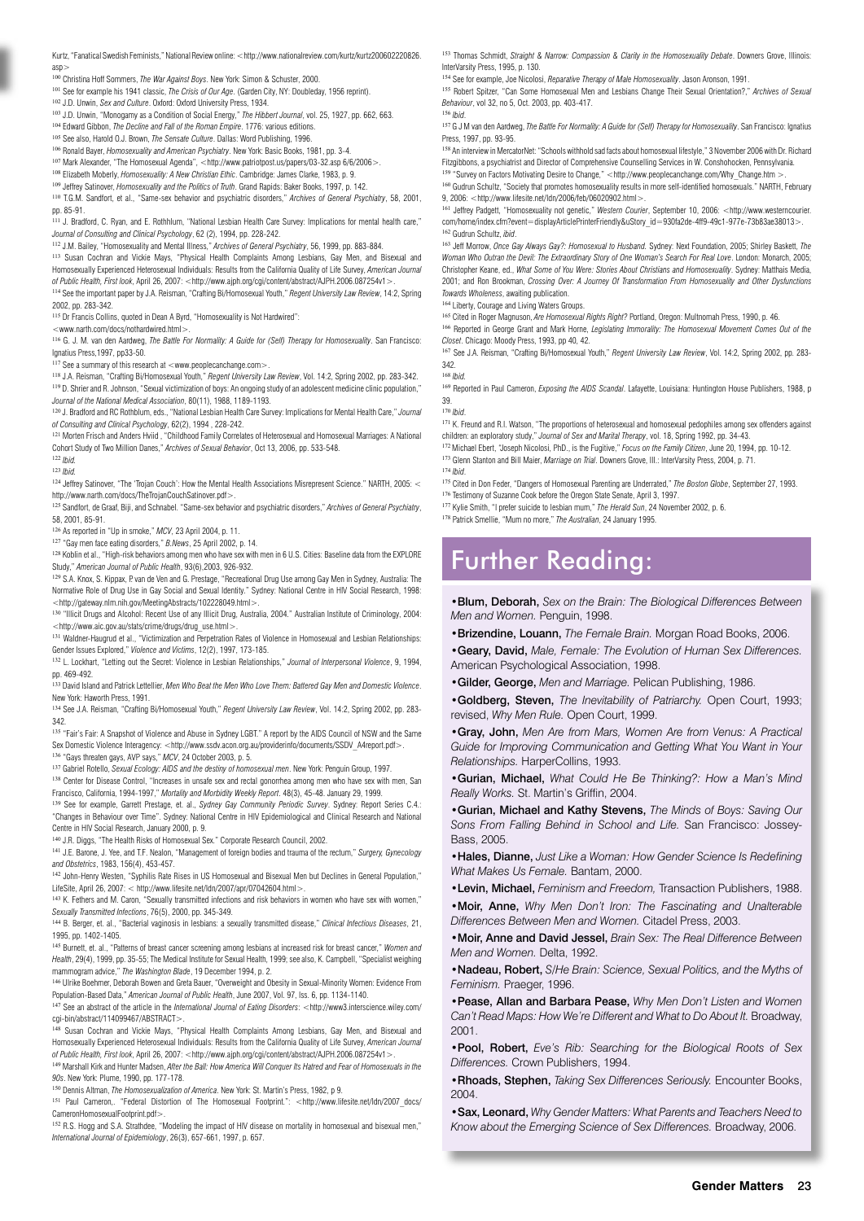Kurtz, "Fanatical Swedish Feminists," National Review online: <http://www.nationalreview.com/kurtz/kurtz200602220826.asp>

[100] Christina Hoff Sommers, *The War Against Boys*. New York: Simon & Schuster, 2000.

[101] See for example his 1941 classic, *The Crisis of Our Age*. (Garden City, NY: Doubleday, 1956 reprint).

[102] J.D. Unwin, *Sex and Culture*. Oxford: Oxford University Press, 1934.

[103] J.D. Unwin, "Monogamy as a Condition of Social Energy," *The Hibbert Journal*, vol. 25, 1927, pp. 662, 663.

[104] Edward Gibbon, *The Decline and Fall of the Roman Empire*. 1776: various editions.

[105] See also, Harold O.J. Brown, *The Sensate Culture*. Dallas: Word Publishing, 1996.

[106] Ronald Bayer, *Homosexuality and American Psychiatry*. New York: Basic Books, 1981, pp. 3-4.

[107] Mark Alexander, "The Homosexual Agenda", <http://www.patriotpost.us/papers/03-32.asp 6/6/2006>.

[108] Elizabeth Moberly, *Homosexuality: A New Christian Ethic*. Cambridge: James Clarke, 1983, p. 9.

[109] Jeffrey Satinover, *Homosexuality and the Politics of Truth*. Grand Rapids: Baker Books, 1997, p. 142.

[110] T.G.M. Sandfort, et al., "Same-sex behavior and psychiatric disorders," *Archives of General Psychiatry*, 58, 2001, pp. 85-91.

[111] J. Bradford, C. Ryan, and E. Rothhlum, "National Lesbian Health Care Survey: Implications for mental health care," *Journal of Consulting and Clinical Psychology*, 62 (2), 1994, pp. 228-242.

[112] J.M. Bailey, "Homosexuality and Mental Illness," *Archives of General Psychiatry*, 56, 1999, pp. 883-884.

[113] Susan Cochran and Vickie Mays, "Physical Health Complaints Among Lesbians, Gay Men, and Bisexual and Homosexually Experienced Heterosexual Individuals: Results from the California Quality of Life Survey, *American Journal of Public Health, First look*, April 26, 2007: <http://www.ajph.org/cgi/content/abstract/AJPH.2006.087254v1>.

[114] See the important paper by J.A. Reisman, "Crafting Bi/Homosexual Youth," *Regent University Law Review*, 14:2, Spring 2002, pp. 283-342.

[115] Dr Francis Collins, quoted in Dean A Byrd, "Homosexuality is Not Hardwired": <www.narth.com/docs/nothardwired.html>.

[116] G. J. M. van den Aardweg, *The Battle For Normality: A Guide for (Self) Therapy for Homosexuality*. San Francisco: Ignatius Press,1997, pp33-50.

[117] See a summary of this research at <www.peoplecanchange.com>.

[118] J.A. Reisman, "Crafting Bi/Homosexual Youth," *Regent University Law Review*, Vol. 14:2, Spring 2002, pp. 283-342.

[119] D. Shrier and R. Johnson, "Sexual victimization of boys: An ongoing study of an adolescent medicine clinic population," *Journal of the National Medical Association*, 80(11), 1988, 1189-1193.

[120] J. Bradford and RC Rothblum, eds., "National Lesbian Health Care Survey: Implications for Mental Health Care," *Journal of Consulting and Clinical Psychology*, 62(2), 1994 , 228-242.

[121] Morten Frisch and Anders Hviid , "Childhood Family Correlates of Heterosexual and Homosexual Marriages: A National Cohort Study of Two Million Danes," *Archives of Sexual Behavior*, Oct 13, 2006, pp. 533-548.

[122] *Ibid.*

[123] *Ibid.*

[124] Jeffrey Satinover, "The 'Trojan Couch': How the Mental Health Associations Misrepresent Science." NARTH, 2005: < http://www.narth.com/docs/TheTrojanCouchSatinover.pdf>.

[125] Sandfort, de Graaf, Biji, and Schnabel. "Same-sex behavior and psychiatric disorders," *Archives of General Psychiatry*, 58, 2001, 85-91.

[126] As reported in "Up in smoke," *MCV*, 23 April 2004, p. 11.

[127] "Gay men face eating disorders," *B.News*, 25 April 2002, p. 14.

[128] Koblin et al., "High-risk behaviors among men who have sex with men in 6 U.S. Cities: Baseline data from the EXPLORE Study," *American Journal of Public Health*, 93(6),2003, 926-932.

[129] S.A. Knox, S. Kippax, P. van de Ven and G. Prestage, "Recreational Drug Use among Gay Men in Sydney, Australia: The Normative Role of Drug Use in Gay Social and Sexual Identity." Sydney: National Centre in HIV Social Research, 1998: <http://gateway.nlm.nih.gov/MeetingAbstracts/102228049.html>.

[130] "Illicit Drugs and Alcohol: Recent Use of any Illicit Drug, Australia, 2004." Australian Institute of Criminology, 2004: <http://www.aic.gov.au/stats/crime/drugs/drug_use.html>.

[131] Waldner-Haugrud et al., "Victimization and Perpetration Rates of Violence in Homosexual and Lesbian Relationships: Gender Issues Explored," *Violence and Victims*, 12(2), 1997, 173-185.

[132] L. Lockhart, "Letting out the Secret: Violence in Lesbian Relationships," *Journal of Interpersonal Violence*, 9, 1994, pp. 469-492.

[133] David Island and Patrick Lettellier, *Men Who Beat the Men Who Love Them: Battered Gay Men and Domestic Violence*. New York: Haworth Press, 1991.

[134] See J.A. Reisman, "Crafting Bi/Homosexual Youth," *Regent University Law Review*, Vol. 14:2, Spring 2002, pp. 283-342.

[135] "Fair's Fair: A Snapshot of Violence and Abuse in Sydney LGBT." A report by the AIDS Council of NSW and the Same Sex Domestic Violence Interagency: <http://www.ssdv.acon.org.au/providerinfo/documents/SSDV_A4report.pdf>.

[136] "Gays threaten gays, AVP says," *MCV*, 24 October 2003, p. 5.

[137] Gabriel Rotello, *Sexual Ecology: AIDS and the destiny of homosexual men*. New York: Penguin Group, 1997.

[138] Center for Disease Control, "Increases in unsafe sex and rectal gonorrhea among men who have sex with men, San Francisco, California, 1994-1997," *Mortality and Morbidity Weekly Report*. 48(3), 45-48. January 29, 1999.

[139] See for example, Garrett Prestage, et. al., *Sydney Gay Community Periodic Survey*. Sydney: Report Series C.4.: "Changes in Behaviour over Time". Sydney: National Centre in HIV Epidemiological and Clinical Research and National Centre in HIV Social Research, January 2000, p. 9.

[140] J.R. Diggs, "The Health Risks of Homosexual Sex." Corporate Research Council, 2002.

[141] J.E. Barone, J. Yee, and T.F. Nealon, "Management of foreign bodies and trauma of the rectum," *Surgery, Gynecology and Obstetrics*, 1983, 156(4), 453-457.

[142] John-Henry Westen, "Syphilis Rate Rises in US Homosexual and Bisexual Men but Declines in General Population," LifeSite, April 26, 2007: < http://www.lifesite.net/ldn/2007/apr/07042604.html>.

[143] K. Fethers and M. Caron, "Sexually transmitted infections and risk behaviors in women who have sex with women," *Sexually Transmitted Infections*, 76(5), 2000, pp. 345-349.

[144] B. Berger, et. al., "Bacterial vaginosis in lesbians: a sexually transmitted disease," *Clinical Infectious Diseases*, 21, 1995, pp. 1402-1405.

[145] Burnett, et. al., "Patterns of breast cancer screening among lesbians at increased risk for breast cancer," *Women and Health*, 29(4), 1999, pp. 35-55; The Medical Institute for Sexual Health, 1999; see also, K. Campbell, "Specialist weighing mammogram advice," *The Washington Blade*, 19 December 1994, p. 2.

[146] Ulrike Boehmer, Deborah Bowen and Greta Bauer, "Overweight and Obesity in Sexual-Minority Women: Evidence From Population-Based Data," *American Journal of Public Health*, June 2007, Vol. 97, Iss. 6, pp. 1134-1140.

[147] See an abstract of the article in the *International Journal of Eating Disorders*: <http://www3.interscience.wiley.com/cgi-bin/abstract/114099467/ABSTRACT>.

[148] Susan Cochran and Vickie Mays, "Physical Health Complaints Among Lesbians, Gay Men, and Bisexual and Homosexually Experienced Heterosexual Individuals: Results from the California Quality of Life Survey, *American Journal of Public Health, First look*, April 26, 2007: <http://www.ajph.org/cgi/content/abstract/AJPH.2006.087254v1>.

[149] Marshall Kirk and Hunter Madsen, *After the Ball: How America Will Conquer Its Hatred and Fear of Homosexuals in the 90s*. New York: Plume, 1990, pp. 177-178.

[150] Dennis Altman, *The Homosexualization of America*. New York: St. Martin's Press, 1982, p 9.

[151] Paul Cameron,. "Federal Distortion of The Homosexual Footprint.": <http://www.lifesite.net/ldn/2007_docs/CameronHomosexualFootprint.pdf>.

[152] R.S. Hogg and S.A. Strathdee, "Modeling the impact of HIV disease on mortality in homosexual and bisexual men," *International Journal of Epidemiology*, 26(3), 657-661, 1997, p. 657.

[153] Thomas Schmidt, *Straight & Narrow: Compassion & Clarity in the Homosexuality Debate*. Downers Grove, Illinois: InterVarsity Press, 1995, p. 130.

[154] See for example, Joe Nicolosi, *Reparative Therapy of Male Homosexuality*. Jason Aronson, 1991.

[155] Robert Spitzer, "Can Some Homosexual Men and Lesbians Change Their Sexual Orientation?," *Archives of Sexual Behaviour*, vol 32, no 5, Oct. 2003, pp. 403-417.

[156] *Ibid.*

[157] G J M van den Aardweg, *The Battle For Normality: A Guide for (Self) Therapy for Homosexuality*. San Francisco: Ignatius Press, 1997, pp. 93-95.

[158] An interview in MercatorNet: "Schools withhold sad facts about homosexual lifestyle," 3 November 2006 with Dr. Richard Fitzgibbons, a psychiatrist and Director of Comprehensive Counselling Services in W. Conshohocken, Pennsylvania.

[159] "Survey on Factors Motivating Desire to Change," <http://www.peoplecanchange.com/Why_Change.htm >.

[160] Gudrun Schultz, "Society that promotes homosexuality results in more self-identified homosexuals." NARTH, February 9, 2006: <http://www.lifesite.net/ldn/2006/feb/06020902.html>.

[161] Jeffrey Padgett, "Homosexuality not genetic," *Western Courier*, September 10, 2006: <http://www.westerncourier.com/home/index.cfm?event=displayArticlePrinterFriendly&uStory_id=930fa2de-4ff9-49c1-977e-73b83ae38013>.

[162] Gudrun Schultz, *ibid*.

[163] Jeff Morrow, *Once Gay Always Gay?: Homosexual to Husband*. Sydney: Next Foundation, 2005; Shirley Baskett, *The Woman Who Outran the Devil: The Extraordinary Story of One Woman's Search For Real Love*. London: Monarch, 2005; Christopher Keane, ed., *What Some of You Were: Stories About Christians and Homosexuality*. Sydney: Matthais Media, 2001; and Ron Brookman, *Crossing Over: A Journey Of Transformation From Homosexuality and Other Dysfunctions Towards Wholeness*, awaiting publication.

[164] Liberty, Courage and Living Waters Groups.

[165] Cited in Roger Magnuson, *Are Homosexual Rights Right?* Portland, Oregon: Multnomah Press, 1990, p. 46.

[166] Reported in George Grant and Mark Horne, *Legislating Immorality: The Homosexual Movement Comes Out of the Closet*. Chicago: Moody Press, 1993, pp 40, 42.

[167] See J.A. Reisman, "Crafting Bi/Homosexual Youth," *Regent University Law Review*, Vol. 14:2, Spring 2002, pp. 283-342.

[168] *Ibid.*

[169] Reported in Paul Cameron, *Exposing the AIDS Scandal*. Lafayette, Louisiana: Huntington House Publishers, 1988, p 39.

[170] *Ibid.*

[171] K. Freund and R.I. Watson, "The proportions of heterosexual and homosexual pedophiles among sex offenders against children: an exploratory study," *Journal of Sex and Marital Therapy*, vol. 18, Spring 1992, pp. 34-43.

[172] Michael Ebert, "Joseph Nicolosi, PhD., is the Fugitive," *Focus on the Family Citizen*, June 20, 1994, pp. 10-12.

[173] Glenn Stanton and Bill Maier, *Marriage on Trial*. Downers Grove, Ill.: InterVarsity Press, 2004, p. 71.

[174] *Ibid.*

[175] Cited in Don Feder, "Dangers of Homosexual Parenting are Underrated," *The Boston Globe*, September 27, 1993.

[176] Testimony of Suzanne Cook before the Oregon State Senate, April 3, 1997.

[177] Kylie Smith, "I prefer suicide to lesbian mum," *The Herald Sun*, 24 November 2002, p. 6.

[178] Patrick Smellie, "Mum no more," *The Australian*, 24 January 1995.

# Further Reading:

- **Blum, Deborah,** *Sex on the Brain: The Biological Differences Between Men and Women.* Penguin, 1998.
- **Brizendine, Louann,** *The Female Brain.* Morgan Road Books, 2006.
- **Geary, David,** *Male, Female: The Evolution of Human Sex Differences.* American Psychological Association, 1998.
- **Gilder, George,** *Men and Marriage.* Pelican Publishing, 1986.
- **Goldberg, Steven,** *The Inevitability of Patriarchy.* Open Court, 1993; revised, *Why Men Rule.* Open Court, 1999.
- **Gray, John,** *Men Are from Mars, Women Are from Venus: A Practical Guide for Improving Communication and Getting What You Want in Your Relationships.* HarperCollins, 1993.
- **Gurian, Michael,** *What Could He Be Thinking?: How a Man's Mind Really Works.* St. Martin's Griffin, 2004.
- **Gurian, Michael and Kathy Stevens,** *The Minds of Boys: Saving Our Sons From Falling Behind in School and Life.* San Francisco: Jossey-Bass, 2005.
- **Hales, Dianne,** *Just Like a Woman: How Gender Science Is Redefining What Makes Us Female.* Bantam, 2000.
- **Levin, Michael,** *Feminism and Freedom,* Transaction Publishers, 1988.
- **Moir, Anne,** *Why Men Don't Iron: The Fascinating and Unalterable Differences Between Men and Women.* Citadel Press, 2003.
- **Moir, Anne and David Jessel,** *Brain Sex: The Real Difference Between Men and Women.* Delta, 1992.
- **Nadeau, Robert,** *S/He Brain: Science, Sexual Politics, and the Myths of Feminism.* Praeger, 1996.
- **Pease, Allan and Barbara Pease,** *Why Men Don't Listen and Women Can't Read Maps: How We're Different and What to Do About It.* Broadway, 2001.
- **Pool, Robert,** *Eve's Rib: Searching for the Biological Roots of Sex Differences.* Crown Publishers, 1994.
- **Rhoads, Stephen,** *Taking Sex Differences Seriously.* Encounter Books, 2004.
- **Sax, Leonard,** *Why Gender Matters: What Parents and Teachers Need to Know about the Emerging Science of Sex Differences.* Broadway, 2006.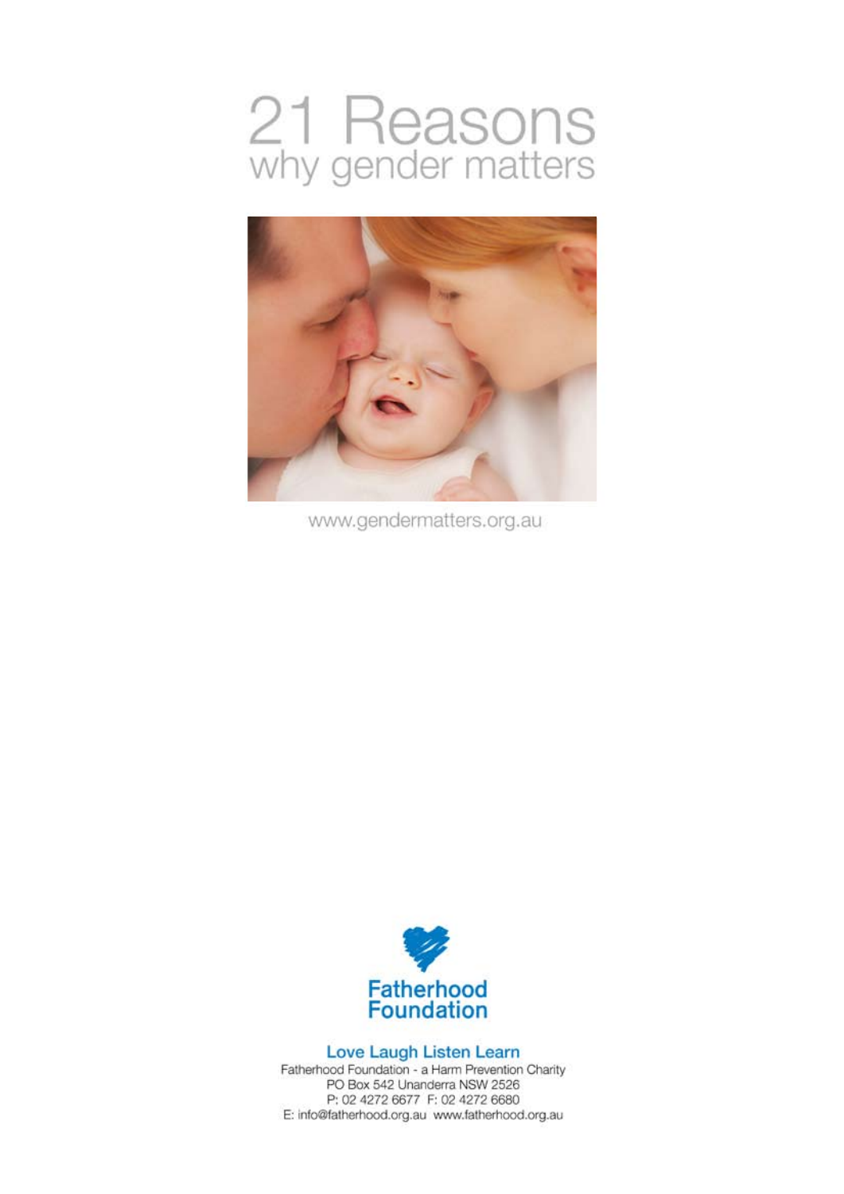# 21 Reasons
## why gender matters

www.gendermatters.org.au

**Fatherhood Foundation**

**Love Laugh Listen Learn**

Fatherhood Foundation - a Harm Prevention Charity
PO Box 542 Unanderra NSW 2526
P: 02 4272 6677 F: 02 4272 6680
E: info@fatherhood.org.au www.fatherhood.org.au